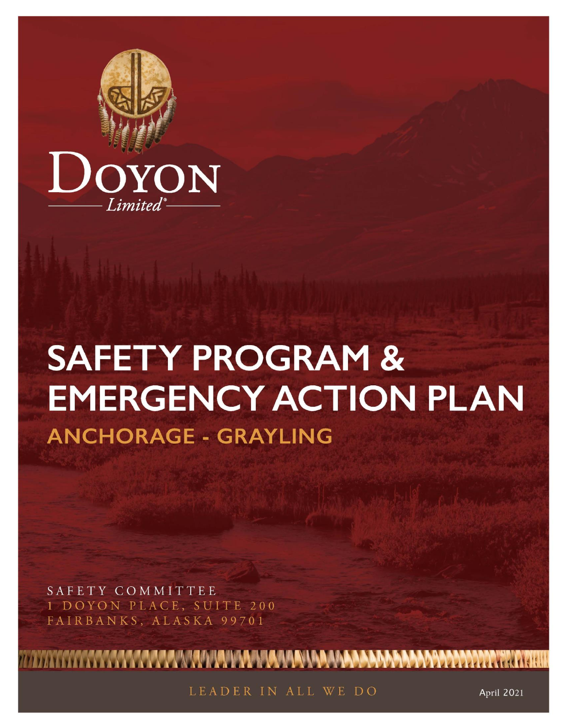DOYON

Limited®

# SAFETY PROGRAM & EMERGENCY ACTION PLAN

## ANCHORAGE - GRAYLING

SAFETY COMMITTEE
1 DOYON PLACE, SUITE 200
FAIRBANKS, ALASKA 99701

LEADER IN ALL WE DO

April 2021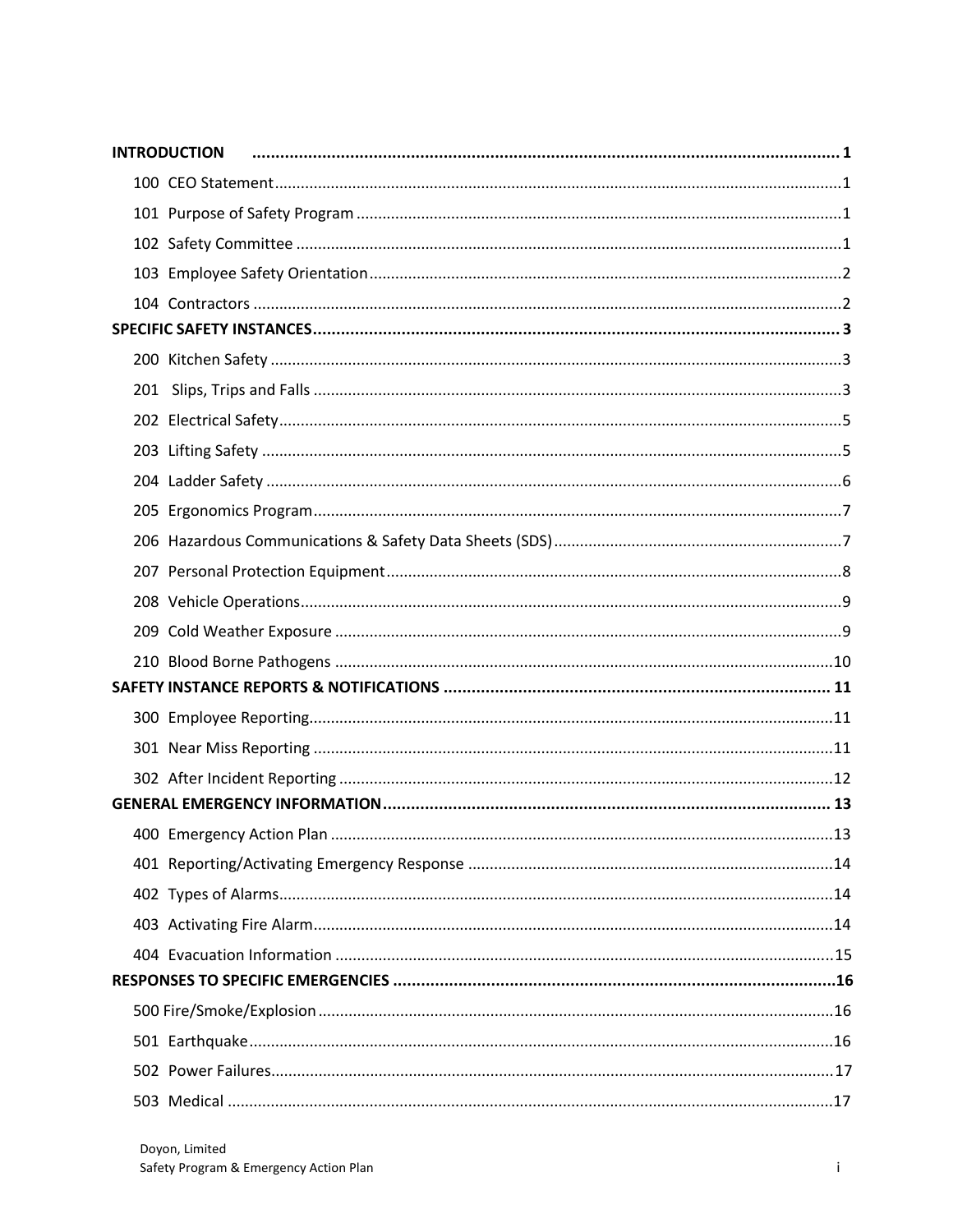| | |
|---|---|
| **INTRODUCTION** | **1** |
| 100 CEO Statement | 1 |
| 101 Purpose of Safety Program | 1 |
| 102 Safety Committee | 1 |
| 103 Employee Safety Orientation | 2 |
| 104 Contractors | 2 |
| **SPECIFIC SAFETY INSTANCES** | **3** |
| 200 Kitchen Safety | 3 |
| 201 Slips, Trips and Falls | 3 |
| 202 Electrical Safety | 5 |
| 203 Lifting Safety | 5 |
| 204 Ladder Safety | 6 |
| 205 Ergonomics Program | 7 |
| 206 Hazardous Communications & Safety Data Sheets (SDS) | 7 |
| 207 Personal Protection Equipment | 8 |
| 208 Vehicle Operations | 9 |
| 209 Cold Weather Exposure | 9 |
| 210 Blood Borne Pathogens | 10 |
| **SAFETY INSTANCE REPORTS & NOTIFICATIONS** | **11** |
| 300 Employee Reporting | 11 |
| 301 Near Miss Reporting | 11 |
| 302 After Incident Reporting | 12 |
| **GENERAL EMERGENCY INFORMATION** | **13** |
| 400 Emergency Action Plan | 13 |
| 401 Reporting/Activating Emergency Response | 14 |
| 402 Types of Alarms | 14 |
| 403 Activating Fire Alarm | 14 |
| 404 Evacuation Information | 15 |
| **RESPONSES TO SPECIFIC EMERGENCIES** | **16** |
| 500 Fire/Smoke/Explosion | 16 |
| 501 Earthquake | 16 |
| 502 Power Failures | 17 |
| 503 Medical | 17 |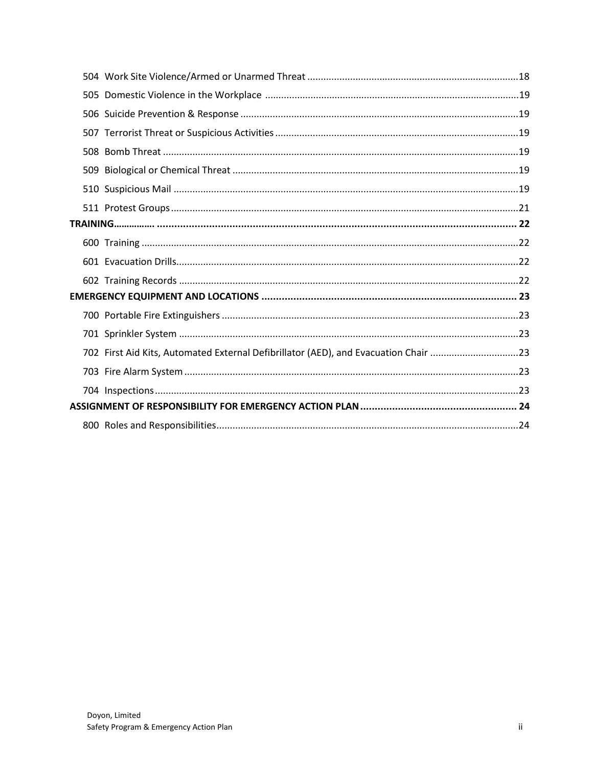504 Work Site Violence/Armed or Unarmed Threat ..... 18
505 Domestic Violence in the Workplace ..... 19
506 Suicide Prevention & Response ..... 19
507 Terrorist Threat or Suspicious Activities ..... 19
508 Bomb Threat ..... 19
509 Biological or Chemical Threat ..... 19
510 Suspicious Mail ..... 19
511 Protest Groups ..... 21

**TRAINING ..... 22**

600 Training ..... 22
601 Evacuation Drills ..... 22
602 Training Records ..... 22

**EMERGENCY EQUIPMENT AND LOCATIONS ..... 23**

700 Portable Fire Extinguishers ..... 23
701 Sprinkler System ..... 23
702 First Aid Kits, Automated External Defibrillator (AED), and Evacuation Chair ..... 23
703 Fire Alarm System ..... 23
704 Inspections ..... 23

**ASSIGNMENT OF RESPONSIBILITY FOR EMERGENCY ACTION PLAN ..... 24**

800 Roles and Responsibilities ..... 24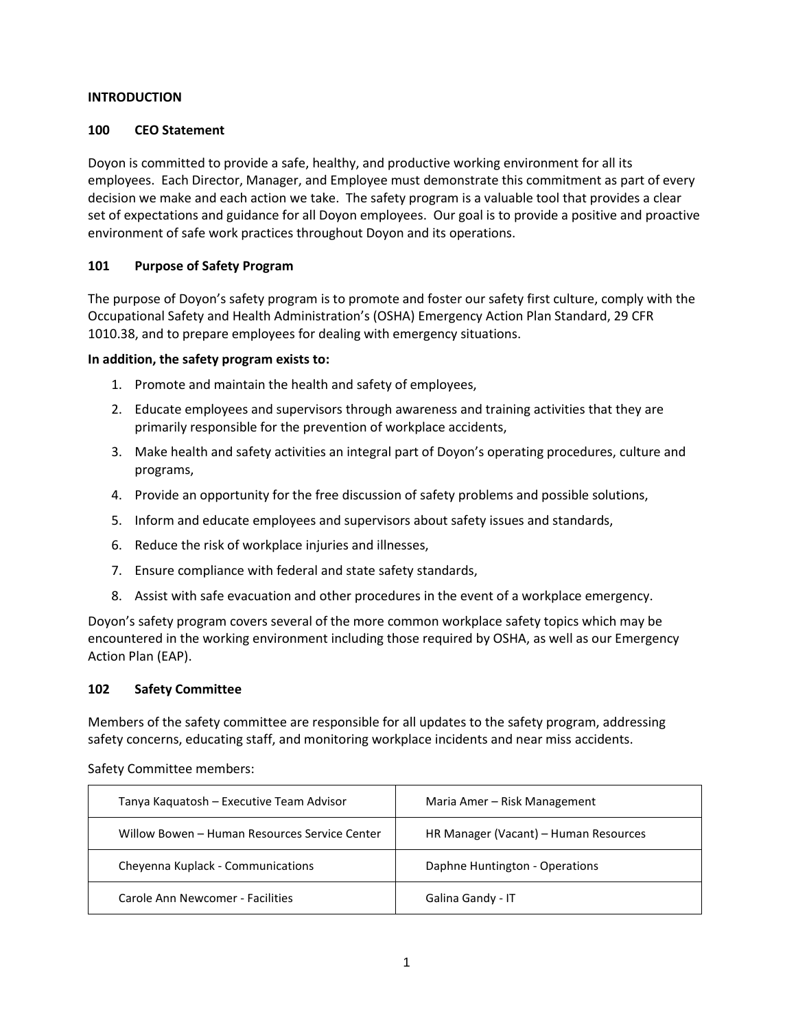**INTRODUCTION**

**100 CEO Statement**

Doyon is committed to provide a safe, healthy, and productive working environment for all its employees. Each Director, Manager, and Employee must demonstrate this commitment as part of every decision we make and each action we take. The safety program is a valuable tool that provides a clear set of expectations and guidance for all Doyon employees. Our goal is to provide a positive and proactive environment of safe work practices throughout Doyon and its operations.

**101 Purpose of Safety Program**

The purpose of Doyon's safety program is to promote and foster our safety first culture, comply with the Occupational Safety and Health Administration's (OSHA) Emergency Action Plan Standard, 29 CFR 1010.38, and to prepare employees for dealing with emergency situations.

**In addition, the safety program exists to:**

1. Promote and maintain the health and safety of employees,
2. Educate employees and supervisors through awareness and training activities that they are primarily responsible for the prevention of workplace accidents,
3. Make health and safety activities an integral part of Doyon's operating procedures, culture and programs,
4. Provide an opportunity for the free discussion of safety problems and possible solutions,
5. Inform and educate employees and supervisors about safety issues and standards,
6. Reduce the risk of workplace injuries and illnesses,
7. Ensure compliance with federal and state safety standards,
8. Assist with safe evacuation and other procedures in the event of a workplace emergency.

Doyon's safety program covers several of the more common workplace safety topics which may be encountered in the working environment including those required by OSHA, as well as our Emergency Action Plan (EAP).

**102 Safety Committee**

Members of the safety committee are responsible for all updates to the safety program, addressing safety concerns, educating staff, and monitoring workplace incidents and near miss accidents.

Safety Committee members:

| | |
|---|---|
| Tanya Kaquatosh – Executive Team Advisor | Maria Amer – Risk Management |
| Willow Bowen – Human Resources Service Center | HR Manager (Vacant) – Human Resources |
| Cheyenna Kuplack - Communications | Daphne Huntington - Operations |
| Carole Ann Newcomer - Facilities | Galina Gandy - IT |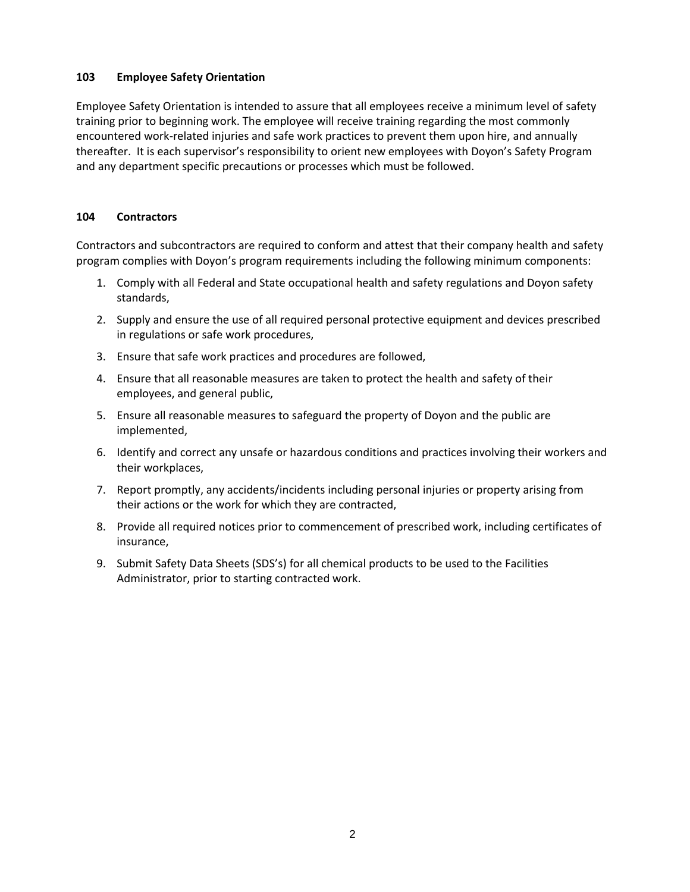### 103 Employee Safety Orientation

Employee Safety Orientation is intended to assure that all employees receive a minimum level of safety training prior to beginning work. The employee will receive training regarding the most commonly encountered work-related injuries and safe work practices to prevent them upon hire, and annually thereafter. It is each supervisor's responsibility to orient new employees with Doyon's Safety Program and any department specific precautions or processes which must be followed.

### 104 Contractors

Contractors and subcontractors are required to conform and attest that their company health and safety program complies with Doyon's program requirements including the following minimum components:

1. Comply with all Federal and State occupational health and safety regulations and Doyon safety standards,
2. Supply and ensure the use of all required personal protective equipment and devices prescribed in regulations or safe work procedures,
3. Ensure that safe work practices and procedures are followed,
4. Ensure that all reasonable measures are taken to protect the health and safety of their employees, and general public,
5. Ensure all reasonable measures to safeguard the property of Doyon and the public are implemented,
6. Identify and correct any unsafe or hazardous conditions and practices involving their workers and their workplaces,
7. Report promptly, any accidents/incidents including personal injuries or property arising from their actions or the work for which they are contracted,
8. Provide all required notices prior to commencement of prescribed work, including certificates of insurance,
9. Submit Safety Data Sheets (SDS's) for all chemical products to be used to the Facilities Administrator, prior to starting contracted work.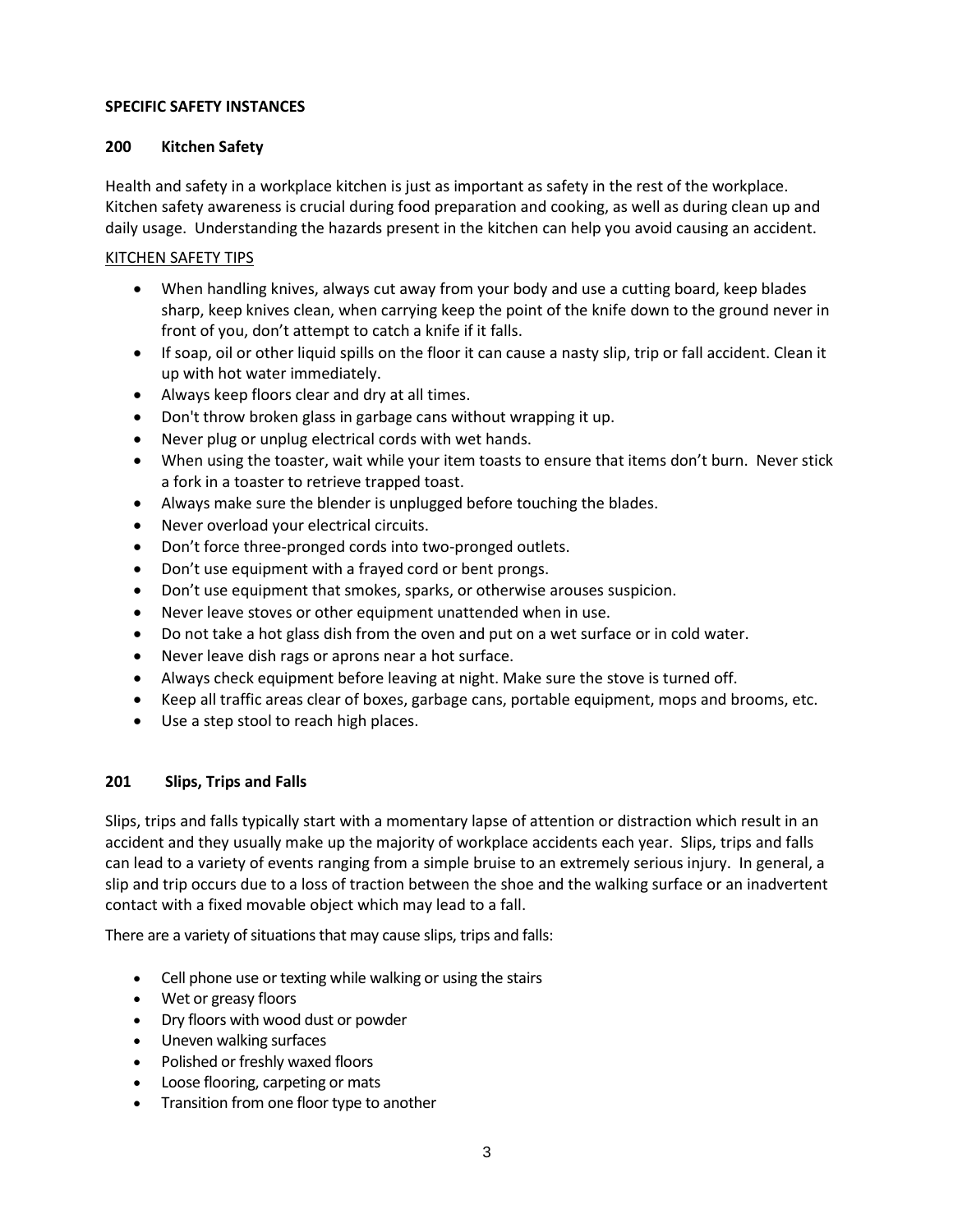**SPECIFIC SAFETY INSTANCES**

## 200 Kitchen Safety

Health and safety in a workplace kitchen is just as important as safety in the rest of the workplace. Kitchen safety awareness is crucial during food preparation and cooking, as well as during clean up and daily usage. Understanding the hazards present in the kitchen can help you avoid causing an accident.

KITCHEN SAFETY TIPS

- When handling knives, always cut away from your body and use a cutting board, keep blades sharp, keep knives clean, when carrying keep the point of the knife down to the ground never in front of you, don't attempt to catch a knife if it falls.
- If soap, oil or other liquid spills on the floor it can cause a nasty slip, trip or fall accident. Clean it up with hot water immediately.
- Always keep floors clear and dry at all times.
- Don't throw broken glass in garbage cans without wrapping it up.
- Never plug or unplug electrical cords with wet hands.
- When using the toaster, wait while your item toasts to ensure that items don't burn. Never stick a fork in a toaster to retrieve trapped toast.
- Always make sure the blender is unplugged before touching the blades.
- Never overload your electrical circuits.
- Don't force three-pronged cords into two-pronged outlets.
- Don't use equipment with a frayed cord or bent prongs.
- Don't use equipment that smokes, sparks, or otherwise arouses suspicion.
- Never leave stoves or other equipment unattended when in use.
- Do not take a hot glass dish from the oven and put on a wet surface or in cold water.
- Never leave dish rags or aprons near a hot surface.
- Always check equipment before leaving at night. Make sure the stove is turned off.
- Keep all traffic areas clear of boxes, garbage cans, portable equipment, mops and brooms, etc.
- Use a step stool to reach high places.

## 201 Slips, Trips and Falls

Slips, trips and falls typically start with a momentary lapse of attention or distraction which result in an accident and they usually make up the majority of workplace accidents each year. Slips, trips and falls can lead to a variety of events ranging from a simple bruise to an extremely serious injury. In general, a slip and trip occurs due to a loss of traction between the shoe and the walking surface or an inadvertent contact with a fixed movable object which may lead to a fall.

There are a variety of situations that may cause slips, trips and falls:

- Cell phone use or texting while walking or using the stairs
- Wet or greasy floors
- Dry floors with wood dust or powder
- Uneven walking surfaces
- Polished or freshly waxed floors
- Loose flooring, carpeting or mats
- Transition from one floor type to another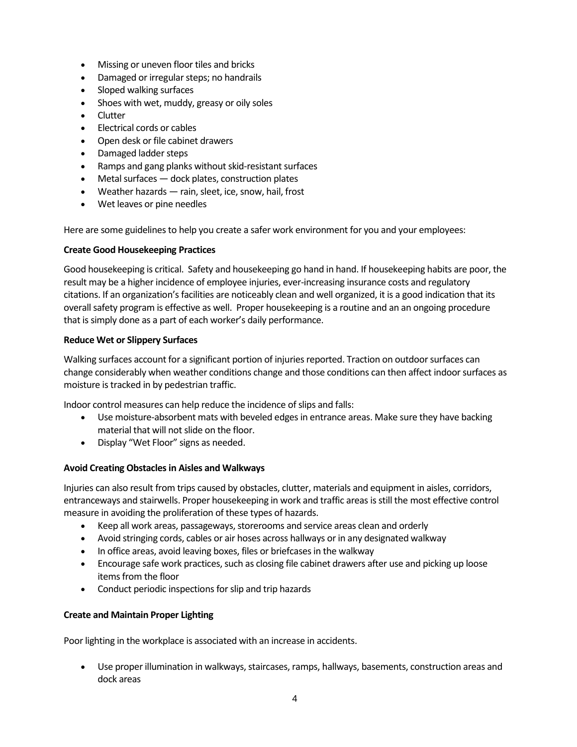- Missing or uneven floor tiles and bricks
- Damaged or irregular steps; no handrails
- Sloped walking surfaces
- Shoes with wet, muddy, greasy or oily soles
- Clutter
- Electrical cords or cables
- Open desk or file cabinet drawers
- Damaged ladder steps
- Ramps and gang planks without skid-resistant surfaces
- Metal surfaces — dock plates, construction plates
- Weather hazards — rain, sleet, ice, snow, hail, frost
- Wet leaves or pine needles

Here are some guidelines to help you create a safer work environment for you and your employees:

**Create Good Housekeeping Practices**

Good housekeeping is critical. Safety and housekeeping go hand in hand. If housekeeping habits are poor, the result may be a higher incidence of employee injuries, ever-increasing insurance costs and regulatory citations. If an organization's facilities are noticeably clean and well organized, it is a good indication that its overall safety program is effective as well. Proper housekeeping is a routine and an an ongoing procedure that is simply done as a part of each worker's daily performance.

**Reduce Wet or Slippery Surfaces**

Walking surfaces account for a significant portion of injuries reported. Traction on outdoor surfaces can change considerably when weather conditions change and those conditions can then affect indoor surfaces as moisture is tracked in by pedestrian traffic.

Indoor control measures can help reduce the incidence of slips and falls:

- Use moisture-absorbent mats with beveled edges in entrance areas. Make sure they have backing material that will not slide on the floor.
- Display "Wet Floor" signs as needed.

**Avoid Creating Obstacles in Aisles and Walkways**

Injuries can also result from trips caused by obstacles, clutter, materials and equipment in aisles, corridors, entranceways and stairwells. Proper housekeeping in work and traffic areas is still the most effective control measure in avoiding the proliferation of these types of hazards.

- Keep all work areas, passageways, storerooms and service areas clean and orderly
- Avoid stringing cords, cables or air hoses across hallways or in any designated walkway
- In office areas, avoid leaving boxes, files or briefcases in the walkway
- Encourage safe work practices, such as closing file cabinet drawers after use and picking up loose items from the floor
- Conduct periodic inspections for slip and trip hazards

**Create and Maintain Proper Lighting**

Poor lighting in the workplace is associated with an increase in accidents.

- Use proper illumination in walkways, staircases, ramps, hallways, basements, construction areas and dock areas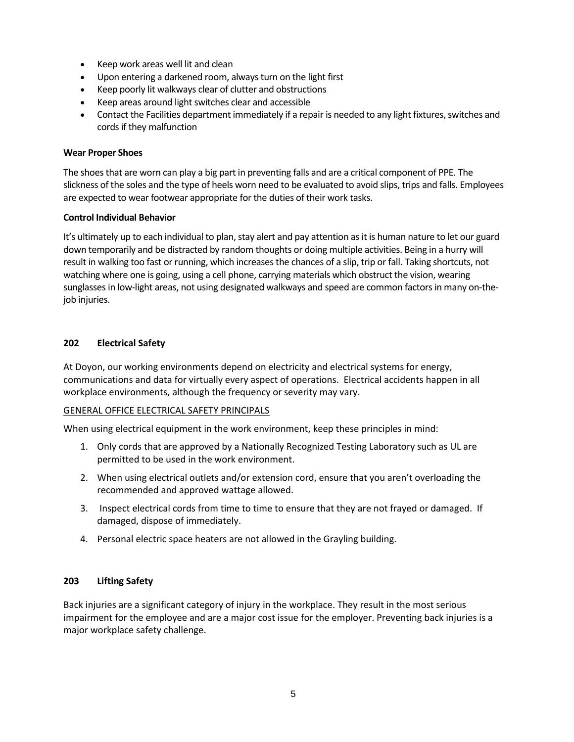- Keep work areas well lit and clean
- Upon entering a darkened room, always turn on the light first
- Keep poorly lit walkways clear of clutter and obstructions
- Keep areas around light switches clear and accessible
- Contact the Facilities department immediately if a repair is needed to any light fixtures, switches and cords if they malfunction

**Wear Proper Shoes**

The shoes that are worn can play a big part in preventing falls and are a critical component of PPE. The slickness of the soles and the type of heels worn need to be evaluated to avoid slips, trips and falls. Employees are expected to wear footwear appropriate for the duties of their work tasks.

**Control Individual Behavior**

It's ultimately up to each individual to plan, stay alert and pay attention as it is human nature to let our guard down temporarily and be distracted by random thoughts or doing multiple activities. Being in a hurry will result in walking too fast or running, which increases the chances of a slip, trip or fall. Taking shortcuts, not watching where one is going, using a cell phone, carrying materials which obstruct the vision, wearing sunglasses in low-light areas, not using designated walkways and speed are common factors in many on-the-job injuries.

## 202 Electrical Safety

At Doyon, our working environments depend on electricity and electrical systems for energy, communications and data for virtually every aspect of operations. Electrical accidents happen in all workplace environments, although the frequency or severity may vary.

<u>GENERAL OFFICE ELECTRICAL SAFETY PRINCIPALS</u>

When using electrical equipment in the work environment, keep these principles in mind:

1. Only cords that are approved by a Nationally Recognized Testing Laboratory such as UL are permitted to be used in the work environment.
2. When using electrical outlets and/or extension cord, ensure that you aren't overloading the recommended and approved wattage allowed.
3. Inspect electrical cords from time to time to ensure that they are not frayed or damaged. If damaged, dispose of immediately.
4. Personal electric space heaters are not allowed in the Grayling building.

## 203 Lifting Safety

Back injuries are a significant category of injury in the workplace. They result in the most serious impairment for the employee and are a major cost issue for the employer. Preventing back injuries is a major workplace safety challenge.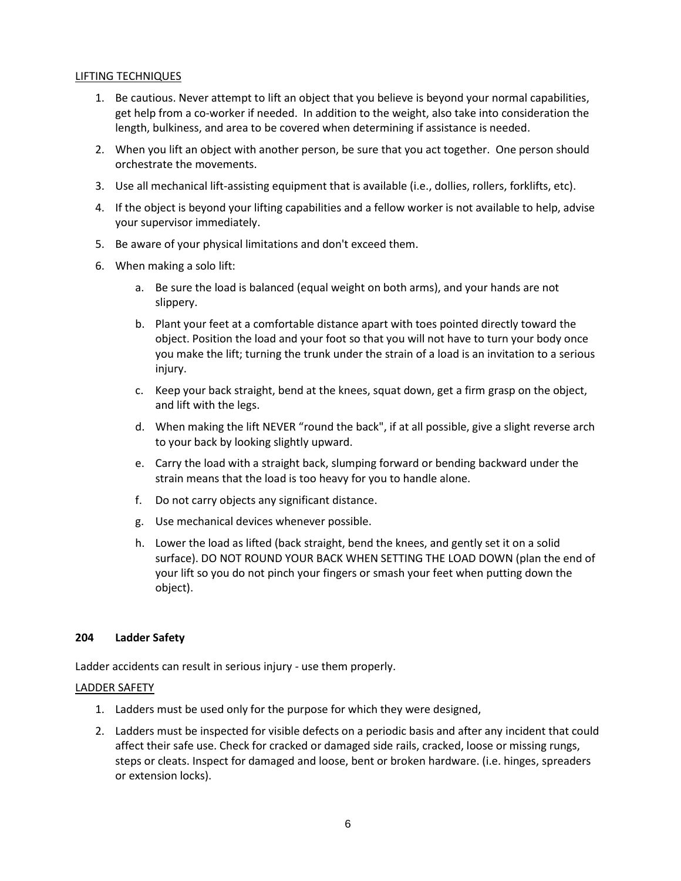LIFTING TECHNIQUES

1. Be cautious. Never attempt to lift an object that you believe is beyond your normal capabilities, get help from a co-worker if needed. In addition to the weight, also take into consideration the length, bulkiness, and area to be covered when determining if assistance is needed.
2. When you lift an object with another person, be sure that you act together. One person should orchestrate the movements.
3. Use all mechanical lift-assisting equipment that is available (i.e., dollies, rollers, forklifts, etc).
4. If the object is beyond your lifting capabilities and a fellow worker is not available to help, advise your supervisor immediately.
5. Be aware of your physical limitations and don't exceed them.
6. When making a solo lift:
    a. Be sure the load is balanced (equal weight on both arms), and your hands are not slippery.
    b. Plant your feet at a comfortable distance apart with toes pointed directly toward the object. Position the load and your foot so that you will not have to turn your body once you make the lift; turning the trunk under the strain of a load is an invitation to a serious injury.
    c. Keep your back straight, bend at the knees, squat down, get a firm grasp on the object, and lift with the legs.
    d. When making the lift NEVER "round the back", if at all possible, give a slight reverse arch to your back by looking slightly upward.
    e. Carry the load with a straight back, slumping forward or bending backward under the strain means that the load is too heavy for you to handle alone.
    f. Do not carry objects any significant distance.
    g. Use mechanical devices whenever possible.
    h. Lower the load as lifted (back straight, bend the knees, and gently set it on a solid surface). DO NOT ROUND YOUR BACK WHEN SETTING THE LOAD DOWN (plan the end of your lift so you do not pinch your fingers or smash your feet when putting down the object).

## 204 Ladder Safety

Ladder accidents can result in serious injury - use them properly.

LADDER SAFETY

1. Ladders must be used only for the purpose for which they were designed,
2. Ladders must be inspected for visible defects on a periodic basis and after any incident that could affect their safe use. Check for cracked or damaged side rails, cracked, loose or missing rungs, steps or cleats. Inspect for damaged and loose, bent or broken hardware. (i.e. hinges, spreaders or extension locks).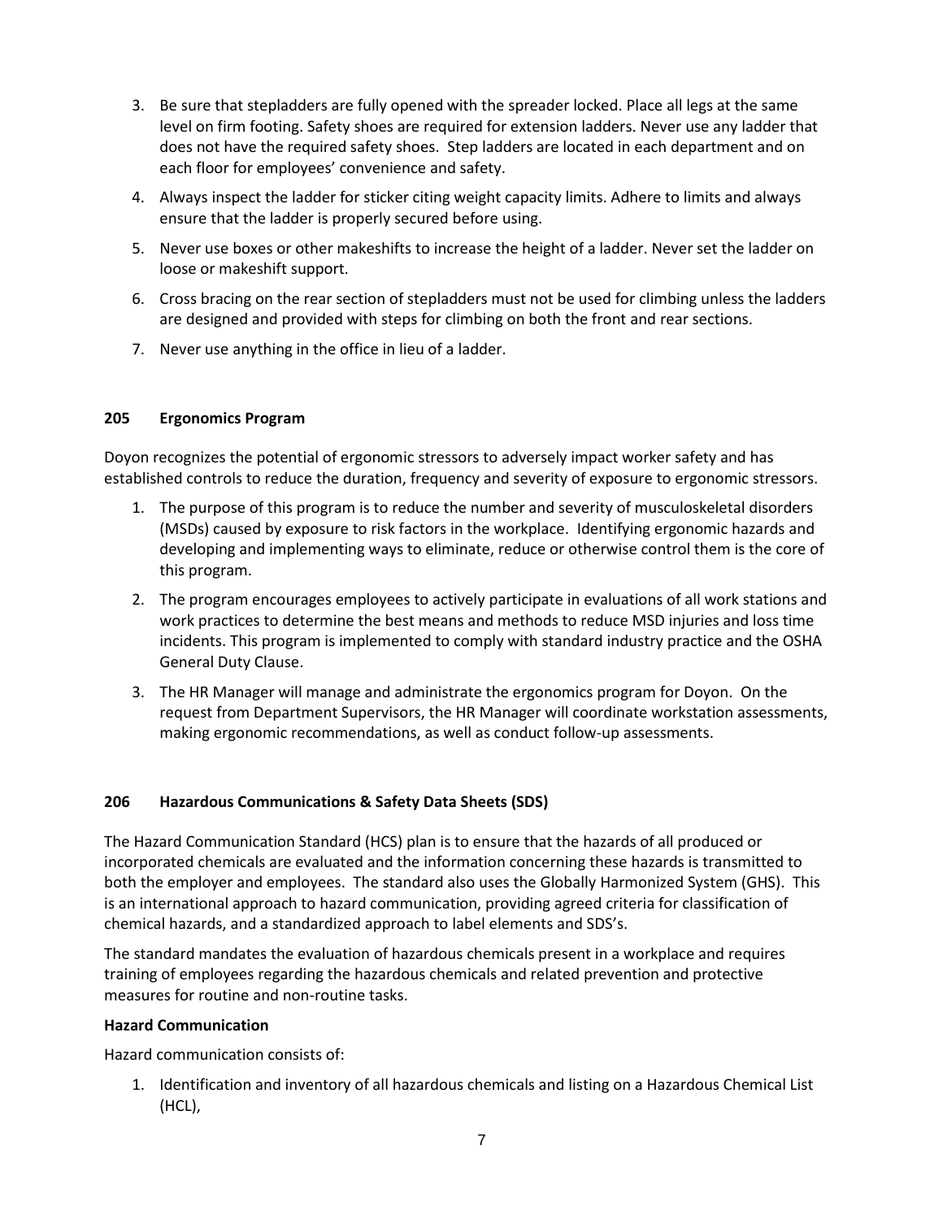3. Be sure that stepladders are fully opened with the spreader locked. Place all legs at the same level on firm footing. Safety shoes are required for extension ladders. Never use any ladder that does not have the required safety shoes. Step ladders are located in each department and on each floor for employees' convenience and safety.
4. Always inspect the ladder for sticker citing weight capacity limits. Adhere to limits and always ensure that the ladder is properly secured before using.
5. Never use boxes or other makeshifts to increase the height of a ladder. Never set the ladder on loose or makeshift support.
6. Cross bracing on the rear section of stepladders must not be used for climbing unless the ladders are designed and provided with steps for climbing on both the front and rear sections.
7. Never use anything in the office in lieu of a ladder.

### 205 Ergonomics Program

Doyon recognizes the potential of ergonomic stressors to adversely impact worker safety and has established controls to reduce the duration, frequency and severity of exposure to ergonomic stressors.

1. The purpose of this program is to reduce the number and severity of musculoskeletal disorders (MSDs) caused by exposure to risk factors in the workplace. Identifying ergonomic hazards and developing and implementing ways to eliminate, reduce or otherwise control them is the core of this program.
2. The program encourages employees to actively participate in evaluations of all work stations and work practices to determine the best means and methods to reduce MSD injuries and loss time incidents. This program is implemented to comply with standard industry practice and the OSHA General Duty Clause.
3. The HR Manager will manage and administrate the ergonomics program for Doyon. On the request from Department Supervisors, the HR Manager will coordinate workstation assessments, making ergonomic recommendations, as well as conduct follow-up assessments.

### 206 Hazardous Communications & Safety Data Sheets (SDS)

The Hazard Communication Standard (HCS) plan is to ensure that the hazards of all produced or incorporated chemicals are evaluated and the information concerning these hazards is transmitted to both the employer and employees. The standard also uses the Globally Harmonized System (GHS). This is an international approach to hazard communication, providing agreed criteria for classification of chemical hazards, and a standardized approach to label elements and SDS's.

The standard mandates the evaluation of hazardous chemicals present in a workplace and requires training of employees regarding the hazardous chemicals and related prevention and protective measures for routine and non-routine tasks.

**Hazard Communication**

Hazard communication consists of:

1. Identification and inventory of all hazardous chemicals and listing on a Hazardous Chemical List (HCL),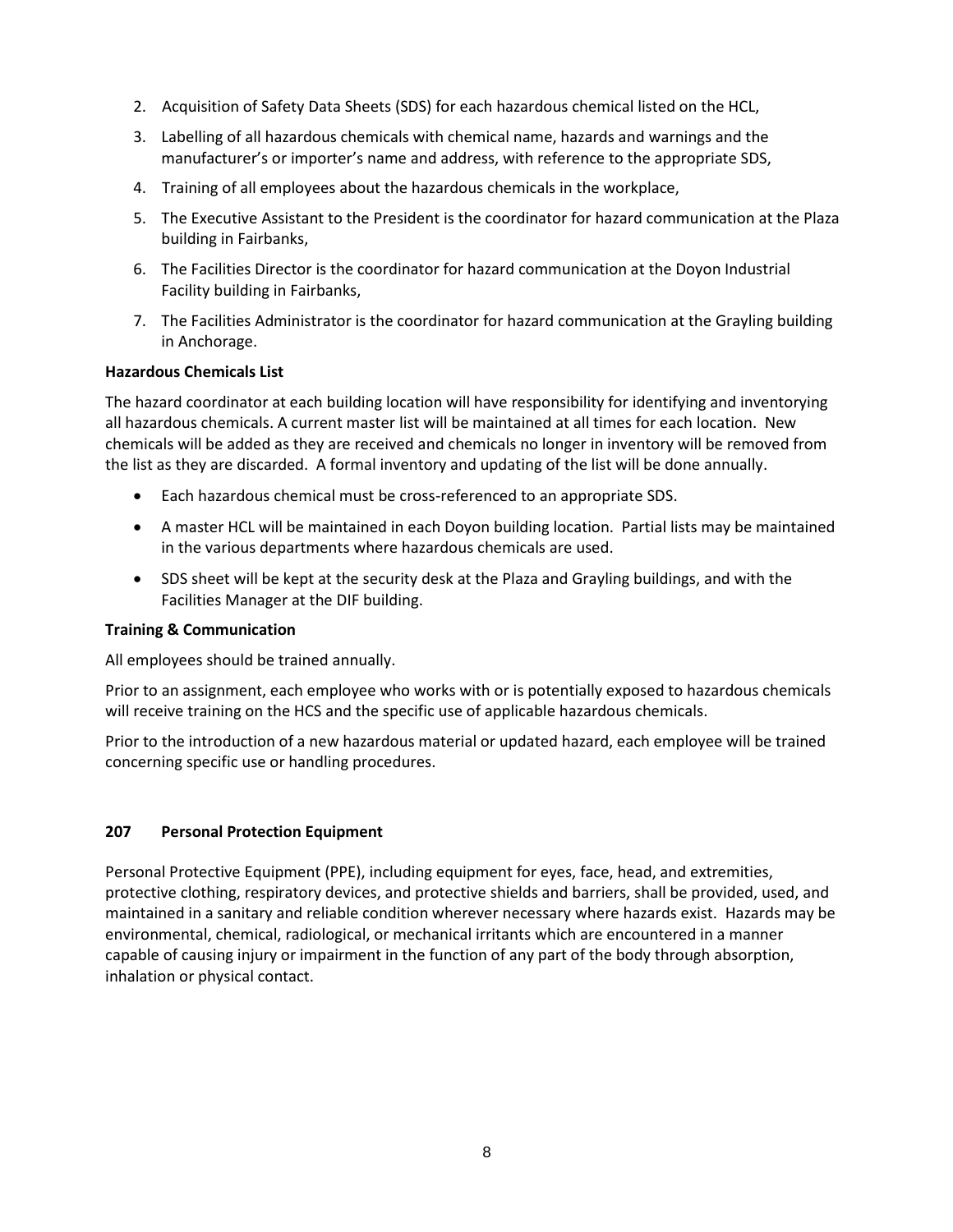2. Acquisition of Safety Data Sheets (SDS) for each hazardous chemical listed on the HCL,
3. Labelling of all hazardous chemicals with chemical name, hazards and warnings and the manufacturer's or importer's name and address, with reference to the appropriate SDS,
4. Training of all employees about the hazardous chemicals in the workplace,
5. The Executive Assistant to the President is the coordinator for hazard communication at the Plaza building in Fairbanks,
6. The Facilities Director is the coordinator for hazard communication at the Doyon Industrial Facility building in Fairbanks,
7. The Facilities Administrator is the coordinator for hazard communication at the Grayling building in Anchorage.

**Hazardous Chemicals List**

The hazard coordinator at each building location will have responsibility for identifying and inventorying all hazardous chemicals. A current master list will be maintained at all times for each location. New chemicals will be added as they are received and chemicals no longer in inventory will be removed from the list as they are discarded. A formal inventory and updating of the list will be done annually.

- Each hazardous chemical must be cross-referenced to an appropriate SDS.
- A master HCL will be maintained in each Doyon building location. Partial lists may be maintained in the various departments where hazardous chemicals are used.
- SDS sheet will be kept at the security desk at the Plaza and Grayling buildings, and with the Facilities Manager at the DIF building.

**Training & Communication**

All employees should be trained annually.

Prior to an assignment, each employee who works with or is potentially exposed to hazardous chemicals will receive training on the HCS and the specific use of applicable hazardous chemicals.

Prior to the introduction of a new hazardous material or updated hazard, each employee will be trained concerning specific use or handling procedures.

### 207 Personal Protection Equipment

Personal Protective Equipment (PPE), including equipment for eyes, face, head, and extremities, protective clothing, respiratory devices, and protective shields and barriers, shall be provided, used, and maintained in a sanitary and reliable condition wherever necessary where hazards exist. Hazards may be environmental, chemical, radiological, or mechanical irritants which are encountered in a manner capable of causing injury or impairment in the function of any part of the body through absorption, inhalation or physical contact.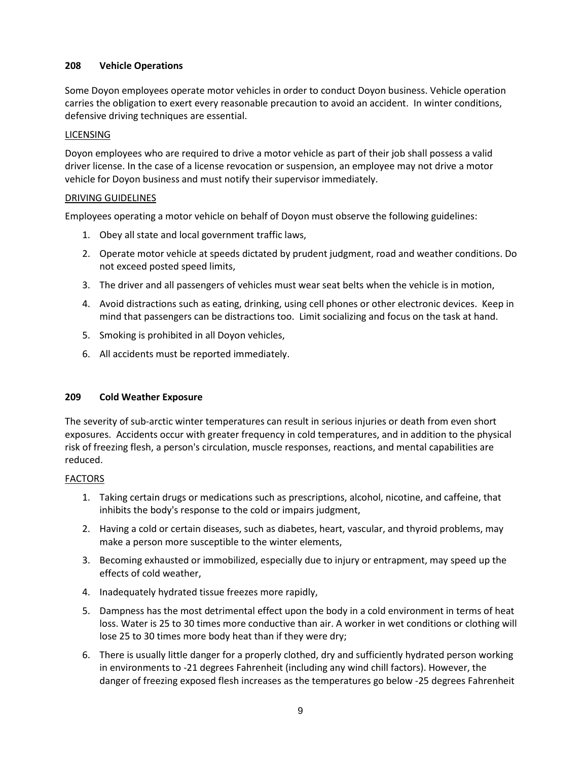## 208 Vehicle Operations

Some Doyon employees operate motor vehicles in order to conduct Doyon business. Vehicle operation carries the obligation to exert every reasonable precaution to avoid an accident. In winter conditions, defensive driving techniques are essential.

<u>LICENSING</u>

Doyon employees who are required to drive a motor vehicle as part of their job shall possess a valid driver license. In the case of a license revocation or suspension, an employee may not drive a motor vehicle for Doyon business and must notify their supervisor immediately.

<u>DRIVING GUIDELINES</u>

Employees operating a motor vehicle on behalf of Doyon must observe the following guidelines:

1. Obey all state and local government traffic laws,
2. Operate motor vehicle at speeds dictated by prudent judgment, road and weather conditions. Do not exceed posted speed limits,
3. The driver and all passengers of vehicles must wear seat belts when the vehicle is in motion,
4. Avoid distractions such as eating, drinking, using cell phones or other electronic devices. Keep in mind that passengers can be distractions too. Limit socializing and focus on the task at hand.
5. Smoking is prohibited in all Doyon vehicles,
6. All accidents must be reported immediately.

## 209 Cold Weather Exposure

The severity of sub-arctic winter temperatures can result in serious injuries or death from even short exposures. Accidents occur with greater frequency in cold temperatures, and in addition to the physical risk of freezing flesh, a person's circulation, muscle responses, reactions, and mental capabilities are reduced.

<u>FACTORS</u>

1. Taking certain drugs or medications such as prescriptions, alcohol, nicotine, and caffeine, that inhibits the body's response to the cold or impairs judgment,
2. Having a cold or certain diseases, such as diabetes, heart, vascular, and thyroid problems, may make a person more susceptible to the winter elements,
3. Becoming exhausted or immobilized, especially due to injury or entrapment, may speed up the effects of cold weather,
4. Inadequately hydrated tissue freezes more rapidly,
5. Dampness has the most detrimental effect upon the body in a cold environment in terms of heat loss. Water is 25 to 30 times more conductive than air. A worker in wet conditions or clothing will lose 25 to 30 times more body heat than if they were dry;
6. There is usually little danger for a properly clothed, dry and sufficiently hydrated person working in environments to -21 degrees Fahrenheit (including any wind chill factors). However, the danger of freezing exposed flesh increases as the temperatures go below -25 degrees Fahrenheit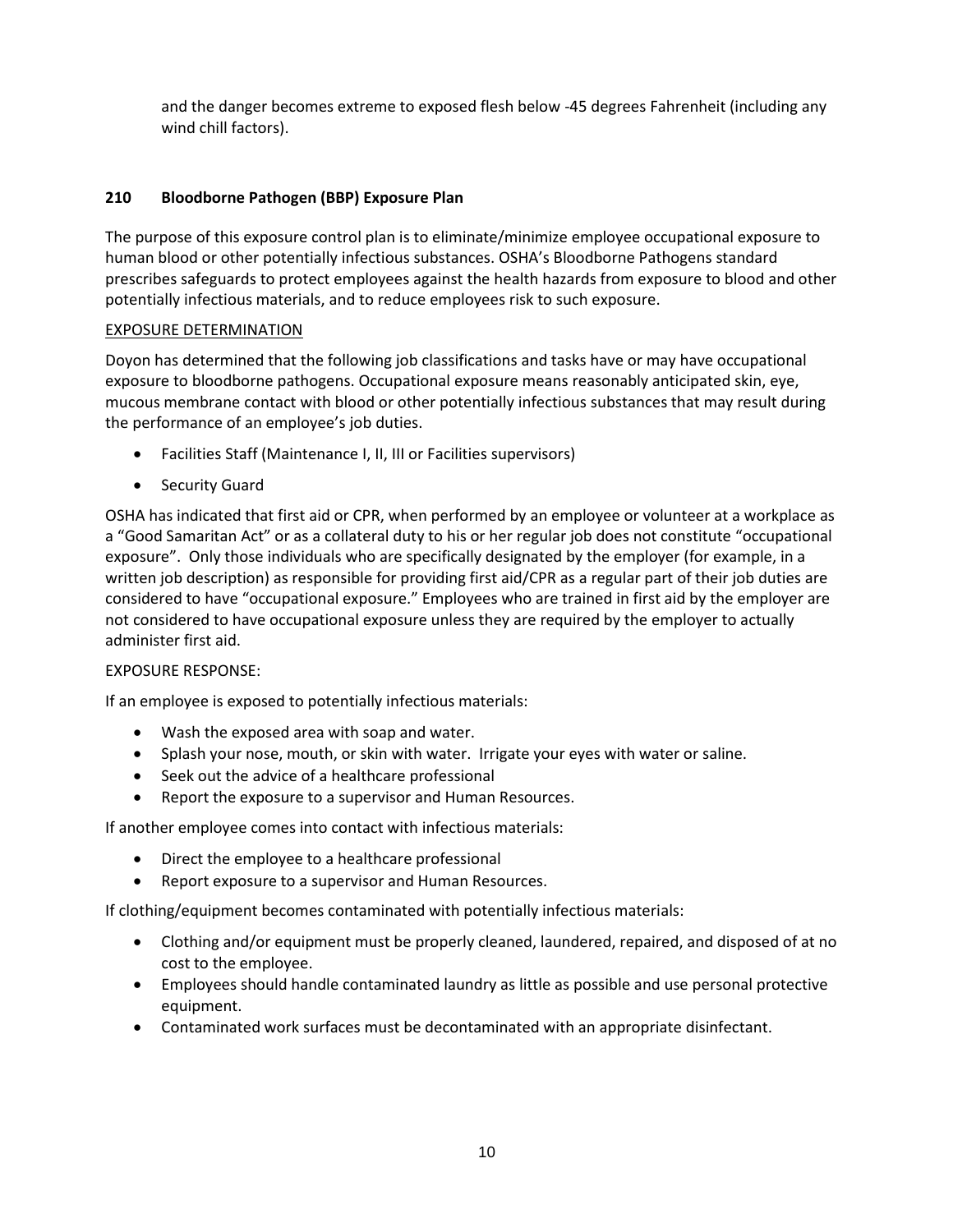and the danger becomes extreme to exposed flesh below -45 degrees Fahrenheit (including any wind chill factors).

## 210 Bloodborne Pathogen (BBP) Exposure Plan

The purpose of this exposure control plan is to eliminate/minimize employee occupational exposure to human blood or other potentially infectious substances. OSHA's Bloodborne Pathogens standard prescribes safeguards to protect employees against the health hazards from exposure to blood and other potentially infectious materials, and to reduce employees risk to such exposure.

EXPOSURE DETERMINATION

Doyon has determined that the following job classifications and tasks have or may have occupational exposure to bloodborne pathogens. Occupational exposure means reasonably anticipated skin, eye, mucous membrane contact with blood or other potentially infectious substances that may result during the performance of an employee's job duties.

- Facilities Staff (Maintenance I, II, III or Facilities supervisors)
- Security Guard

OSHA has indicated that first aid or CPR, when performed by an employee or volunteer at a workplace as a "Good Samaritan Act" or as a collateral duty to his or her regular job does not constitute "occupational exposure". Only those individuals who are specifically designated by the employer (for example, in a written job description) as responsible for providing first aid/CPR as a regular part of their job duties are considered to have "occupational exposure." Employees who are trained in first aid by the employer are not considered to have occupational exposure unless they are required by the employer to actually administer first aid.

EXPOSURE RESPONSE:

If an employee is exposed to potentially infectious materials:

- Wash the exposed area with soap and water.
- Splash your nose, mouth, or skin with water. Irrigate your eyes with water or saline.
- Seek out the advice of a healthcare professional
- Report the exposure to a supervisor and Human Resources.

If another employee comes into contact with infectious materials:

- Direct the employee to a healthcare professional
- Report exposure to a supervisor and Human Resources.

If clothing/equipment becomes contaminated with potentially infectious materials:

- Clothing and/or equipment must be properly cleaned, laundered, repaired, and disposed of at no cost to the employee.
- Employees should handle contaminated laundry as little as possible and use personal protective equipment.
- Contaminated work surfaces must be decontaminated with an appropriate disinfectant.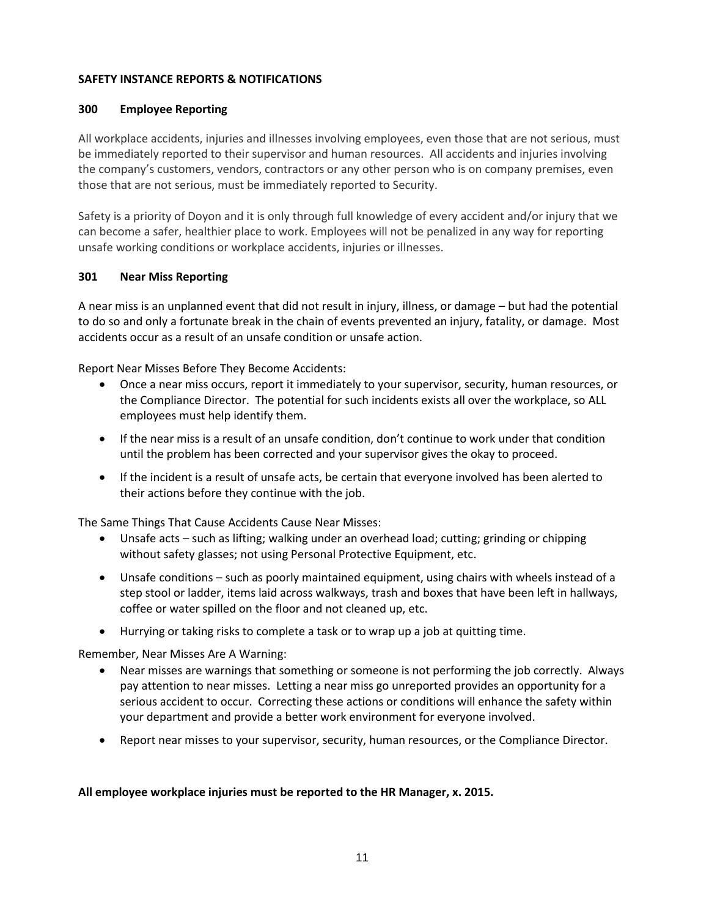## SAFETY INSTANCE REPORTS & NOTIFICATIONS

### 300 Employee Reporting

All workplace accidents, injuries and illnesses involving employees, even those that are not serious, must be immediately reported to their supervisor and human resources. All accidents and injuries involving the company's customers, vendors, contractors or any other person who is on company premises, even those that are not serious, must be immediately reported to Security.

Safety is a priority of Doyon and it is only through full knowledge of every accident and/or injury that we can become a safer, healthier place to work. Employees will not be penalized in any way for reporting unsafe working conditions or workplace accidents, injuries or illnesses.

### 301 Near Miss Reporting

A near miss is an unplanned event that did not result in injury, illness, or damage – but had the potential to do so and only a fortunate break in the chain of events prevented an injury, fatality, or damage. Most accidents occur as a result of an unsafe condition or unsafe action.

Report Near Misses Before They Become Accidents:

- Once a near miss occurs, report it immediately to your supervisor, security, human resources, or the Compliance Director. The potential for such incidents exists all over the workplace, so ALL employees must help identify them.
- If the near miss is a result of an unsafe condition, don't continue to work under that condition until the problem has been corrected and your supervisor gives the okay to proceed.
- If the incident is a result of unsafe acts, be certain that everyone involved has been alerted to their actions before they continue with the job.

The Same Things That Cause Accidents Cause Near Misses:

- Unsafe acts – such as lifting; walking under an overhead load; cutting; grinding or chipping without safety glasses; not using Personal Protective Equipment, etc.
- Unsafe conditions – such as poorly maintained equipment, using chairs with wheels instead of a step stool or ladder, items laid across walkways, trash and boxes that have been left in hallways, coffee or water spilled on the floor and not cleaned up, etc.
- Hurrying or taking risks to complete a task or to wrap up a job at quitting time.

Remember, Near Misses Are A Warning:

- Near misses are warnings that something or someone is not performing the job correctly. Always pay attention to near misses. Letting a near miss go unreported provides an opportunity for a serious accident to occur. Correcting these actions or conditions will enhance the safety within your department and provide a better work environment for everyone involved.
- Report near misses to your supervisor, security, human resources, or the Compliance Director.

**All employee workplace injuries must be reported to the HR Manager, x. 2015.**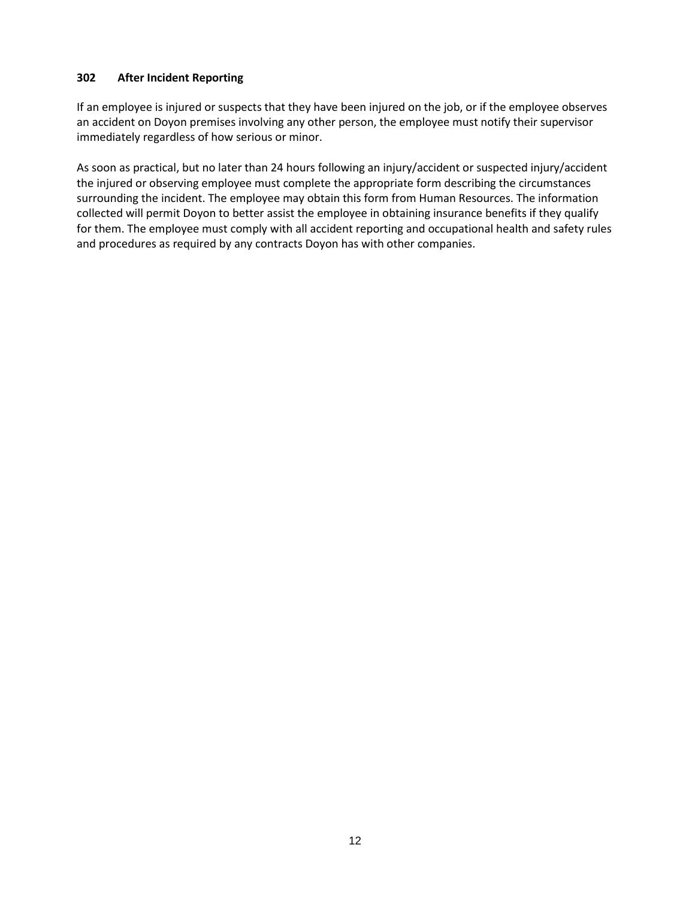### 302 After Incident Reporting

If an employee is injured or suspects that they have been injured on the job, or if the employee observes an accident on Doyon premises involving any other person, the employee must notify their supervisor immediately regardless of how serious or minor.

As soon as practical, but no later than 24 hours following an injury/accident or suspected injury/accident the injured or observing employee must complete the appropriate form describing the circumstances surrounding the incident. The employee may obtain this form from Human Resources. The information collected will permit Doyon to better assist the employee in obtaining insurance benefits if they qualify for them. The employee must comply with all accident reporting and occupational health and safety rules and procedures as required by any contracts Doyon has with other companies.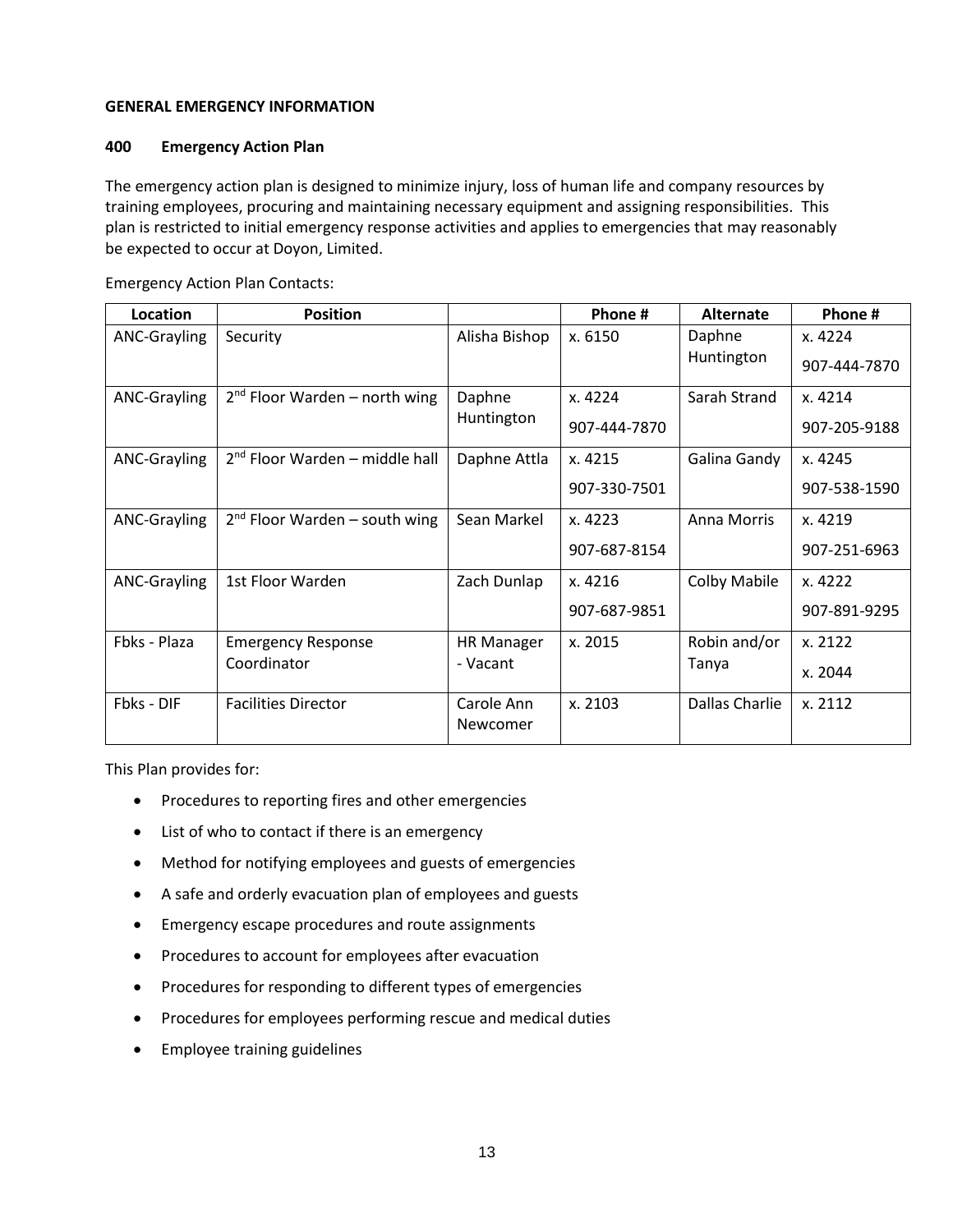**GENERAL EMERGENCY INFORMATION**

**400 Emergency Action Plan**

The emergency action plan is designed to minimize injury, loss of human life and company resources by training employees, procuring and maintaining necessary equipment and assigning responsibilities. This plan is restricted to initial emergency response activities and applies to emergencies that may reasonably be expected to occur at Doyon, Limited.

Emergency Action Plan Contacts:

| Location | Position | | Phone # | Alternate | Phone # |
|---|---|---|---|---|---|
| ANC-Grayling | Security | Alisha Bishop | x. 6150 | Daphne Huntington | x. 4224<br>907-444-7870 |
| ANC-Grayling | 2nd Floor Warden – north wing | Daphne Huntington | x. 4224<br>907-444-7870 | Sarah Strand | x. 4214<br>907-205-9188 |
| ANC-Grayling | 2nd Floor Warden – middle hall | Daphne Attla | x. 4215<br>907-330-7501 | Galina Gandy | x. 4245<br>907-538-1590 |
| ANC-Grayling | 2nd Floor Warden – south wing | Sean Markel | x. 4223<br>907-687-8154 | Anna Morris | x. 4219<br>907-251-6963 |
| ANC-Grayling | 1st Floor Warden | Zach Dunlap | x. 4216<br>907-687-9851 | Colby Mabile | x. 4222<br>907-891-9295 |
| Fbks - Plaza | Emergency Response Coordinator | HR Manager - Vacant | x. 2015 | Robin and/or Tanya | x. 2122<br>x. 2044 |
| Fbks - DIF | Facilities Director | Carole Ann Newcomer | x. 2103 | Dallas Charlie | x. 2112 |

This Plan provides for:

- Procedures to reporting fires and other emergencies
- List of who to contact if there is an emergency
- Method for notifying employees and guests of emergencies
- A safe and orderly evacuation plan of employees and guests
- Emergency escape procedures and route assignments
- Procedures to account for employees after evacuation
- Procedures for responding to different types of emergencies
- Procedures for employees performing rescue and medical duties
- Employee training guidelines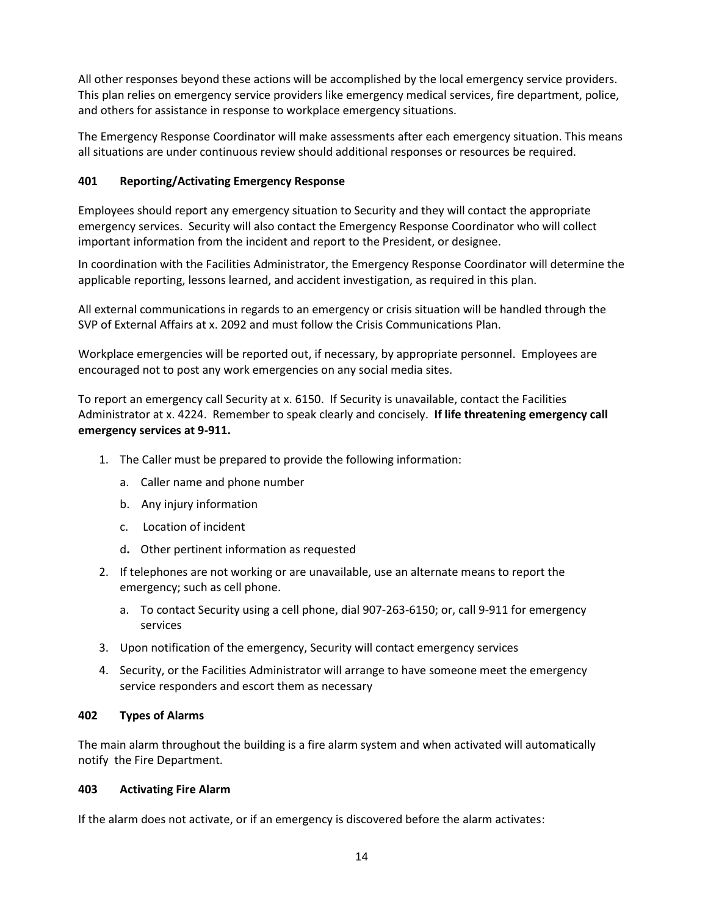All other responses beyond these actions will be accomplished by the local emergency service providers. This plan relies on emergency service providers like emergency medical services, fire department, police, and others for assistance in response to workplace emergency situations.

The Emergency Response Coordinator will make assessments after each emergency situation. This means all situations are under continuous review should additional responses or resources be required.

### 401 Reporting/Activating Emergency Response

Employees should report any emergency situation to Security and they will contact the appropriate emergency services. Security will also contact the Emergency Response Coordinator who will collect important information from the incident and report to the President, or designee.

In coordination with the Facilities Administrator, the Emergency Response Coordinator will determine the applicable reporting, lessons learned, and accident investigation, as required in this plan.

All external communications in regards to an emergency or crisis situation will be handled through the SVP of External Affairs at x. 2092 and must follow the Crisis Communications Plan.

Workplace emergencies will be reported out, if necessary, by appropriate personnel. Employees are encouraged not to post any work emergencies on any social media sites.

To report an emergency call Security at x. 6150. If Security is unavailable, contact the Facilities Administrator at x. 4224. Remember to speak clearly and concisely. **If life threatening emergency call emergency services at 9-911.**

1. The Caller must be prepared to provide the following information:
   a. Caller name and phone number
   b. Any injury information
   c. Location of incident
   d. Other pertinent information as requested
2. If telephones are not working or are unavailable, use an alternate means to report the emergency; such as cell phone.
   a. To contact Security using a cell phone, dial 907-263-6150; or, call 9-911 for emergency services
3. Upon notification of the emergency, Security will contact emergency services
4. Security, or the Facilities Administrator will arrange to have someone meet the emergency service responders and escort them as necessary

### 402 Types of Alarms

The main alarm throughout the building is a fire alarm system and when activated will automatically notify the Fire Department.

### 403 Activating Fire Alarm

If the alarm does not activate, or if an emergency is discovered before the alarm activates: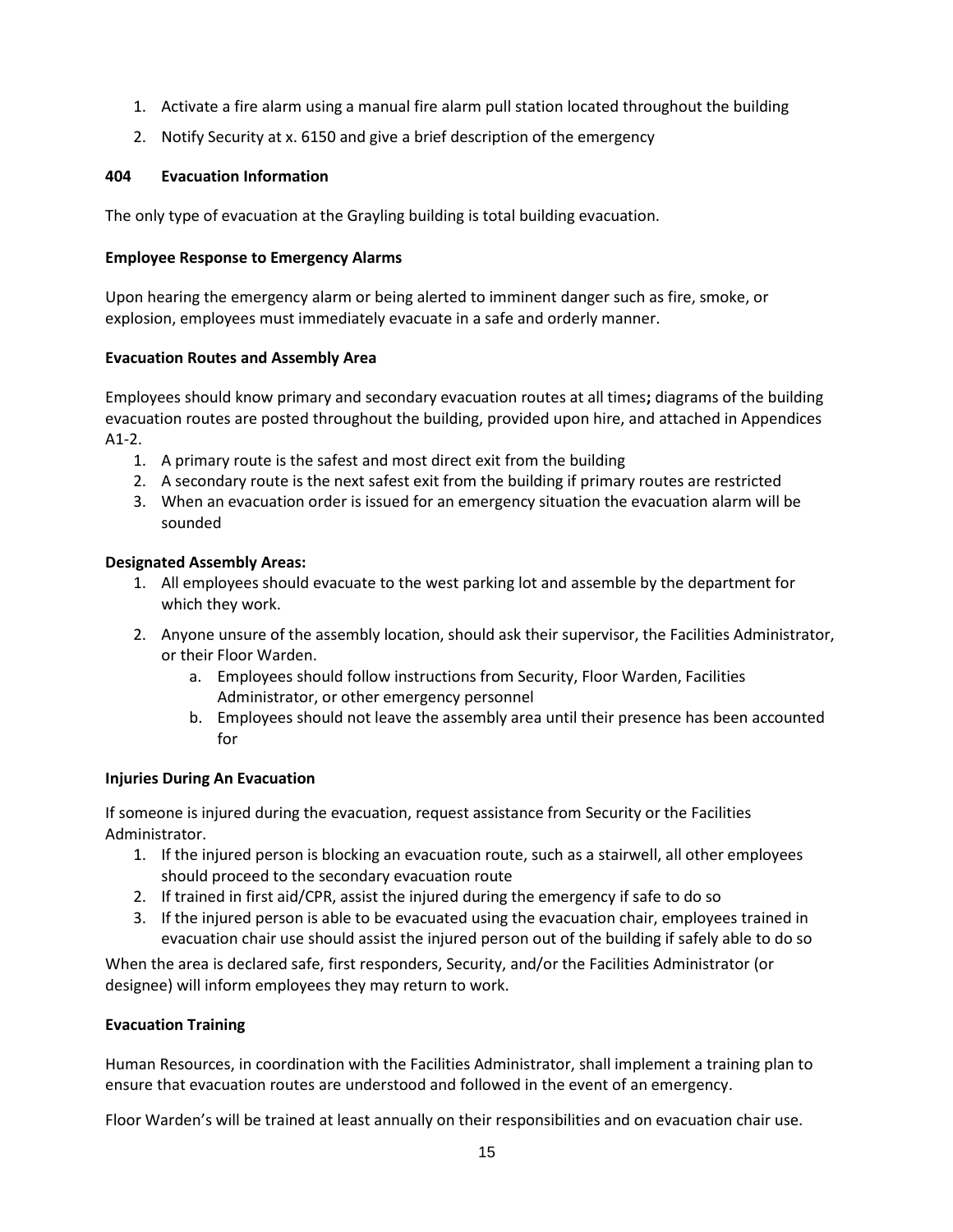1. Activate a fire alarm using a manual fire alarm pull station located throughout the building
2. Notify Security at x. 6150 and give a brief description of the emergency

## 404 Evacuation Information

The only type of evacuation at the Grayling building is total building evacuation.

**Employee Response to Emergency Alarms**

Upon hearing the emergency alarm or being alerted to imminent danger such as fire, smoke, or explosion, employees must immediately evacuate in a safe and orderly manner.

**Evacuation Routes and Assembly Area**

Employees should know primary and secondary evacuation routes at all times**;** diagrams of the building evacuation routes are posted throughout the building, provided upon hire, and attached in Appendices A1-2.

1. A primary route is the safest and most direct exit from the building
2. A secondary route is the next safest exit from the building if primary routes are restricted
3. When an evacuation order is issued for an emergency situation the evacuation alarm will be sounded

**Designated Assembly Areas:**

1. All employees should evacuate to the west parking lot and assemble by the department for which they work.
2. Anyone unsure of the assembly location, should ask their supervisor, the Facilities Administrator, or their Floor Warden.
   a. Employees should follow instructions from Security, Floor Warden, Facilities Administrator, or other emergency personnel
   b. Employees should not leave the assembly area until their presence has been accounted for

**Injuries During An Evacuation**

If someone is injured during the evacuation, request assistance from Security or the Facilities Administrator.

1. If the injured person is blocking an evacuation route, such as a stairwell, all other employees should proceed to the secondary evacuation route
2. If trained in first aid/CPR, assist the injured during the emergency if safe to do so
3. If the injured person is able to be evacuated using the evacuation chair, employees trained in evacuation chair use should assist the injured person out of the building if safely able to do so

When the area is declared safe, first responders, Security, and/or the Facilities Administrator (or designee) will inform employees they may return to work.

**Evacuation Training**

Human Resources, in coordination with the Facilities Administrator, shall implement a training plan to ensure that evacuation routes are understood and followed in the event of an emergency.

Floor Warden's will be trained at least annually on their responsibilities and on evacuation chair use.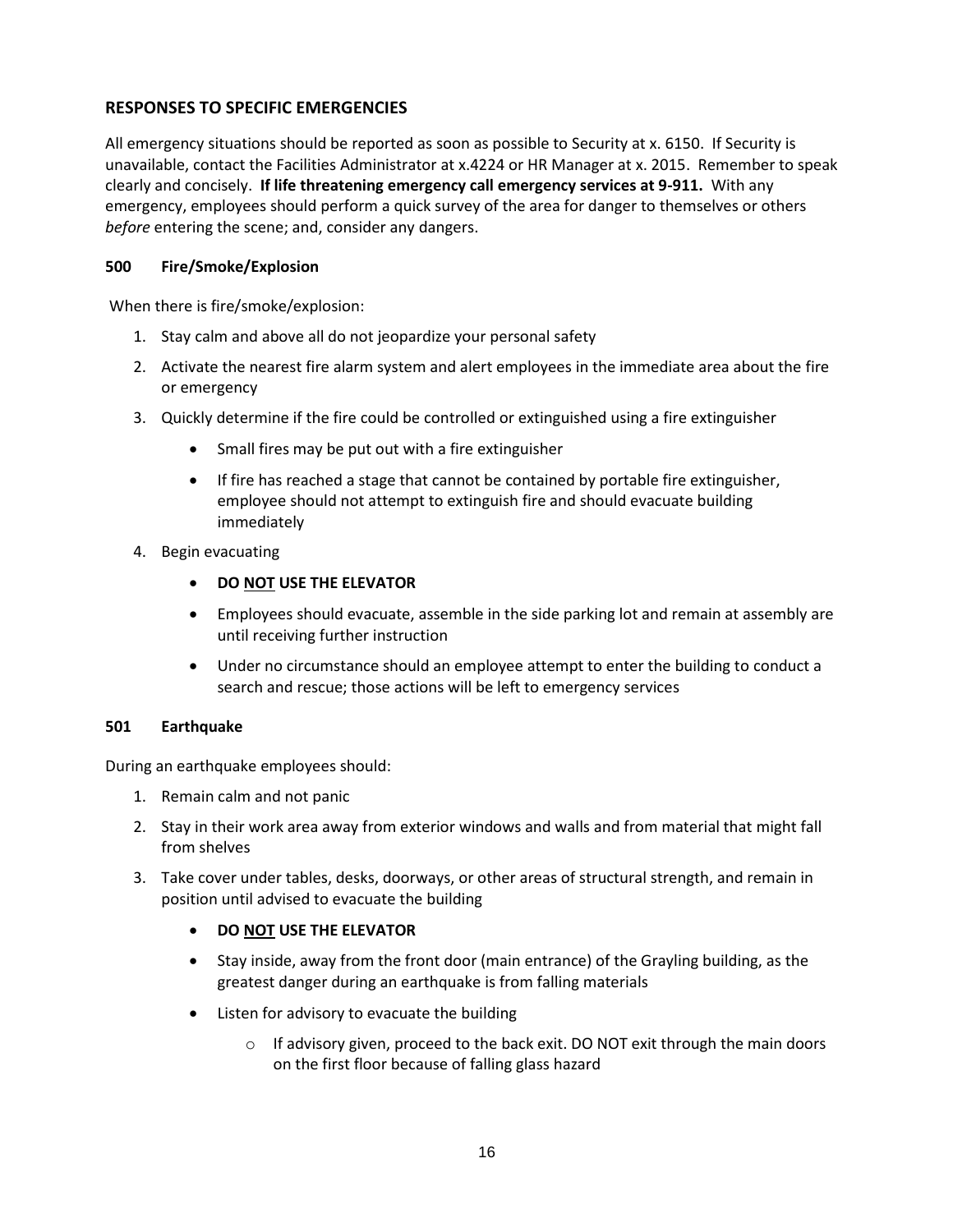## RESPONSES TO SPECIFIC EMERGENCIES

All emergency situations should be reported as soon as possible to Security at x. 6150. If Security is unavailable, contact the Facilities Administrator at x.4224 or HR Manager at x. 2015. Remember to speak clearly and concisely. **If life threatening emergency call emergency services at 9-911.** With any emergency, employees should perform a quick survey of the area for danger to themselves or others *before* entering the scene; and, consider any dangers.

### 500 Fire/Smoke/Explosion

When there is fire/smoke/explosion:

1. Stay calm and above all do not jeopardize your personal safety
2. Activate the nearest fire alarm system and alert employees in the immediate area about the fire or emergency
3. Quickly determine if the fire could be controlled or extinguished using a fire extinguisher
    - Small fires may be put out with a fire extinguisher
    - If fire has reached a stage that cannot be contained by portable fire extinguisher, employee should not attempt to extinguish fire and should evacuate building immediately
4. Begin evacuating
    - **DO <u>NOT</u> USE THE ELEVATOR**
    - Employees should evacuate, assemble in the side parking lot and remain at assembly are until receiving further instruction
    - Under no circumstance should an employee attempt to enter the building to conduct a search and rescue; those actions will be left to emergency services

### 501 Earthquake

During an earthquake employees should:

1. Remain calm and not panic
2. Stay in their work area away from exterior windows and walls and from material that might fall from shelves
3. Take cover under tables, desks, doorways, or other areas of structural strength, and remain in position until advised to evacuate the building
    - **DO <u>NOT</u> USE THE ELEVATOR**
    - Stay inside, away from the front door (main entrance) of the Grayling building, as the greatest danger during an earthquake is from falling materials
    - Listen for advisory to evacuate the building
        - If advisory given, proceed to the back exit. DO NOT exit through the main doors on the first floor because of falling glass hazard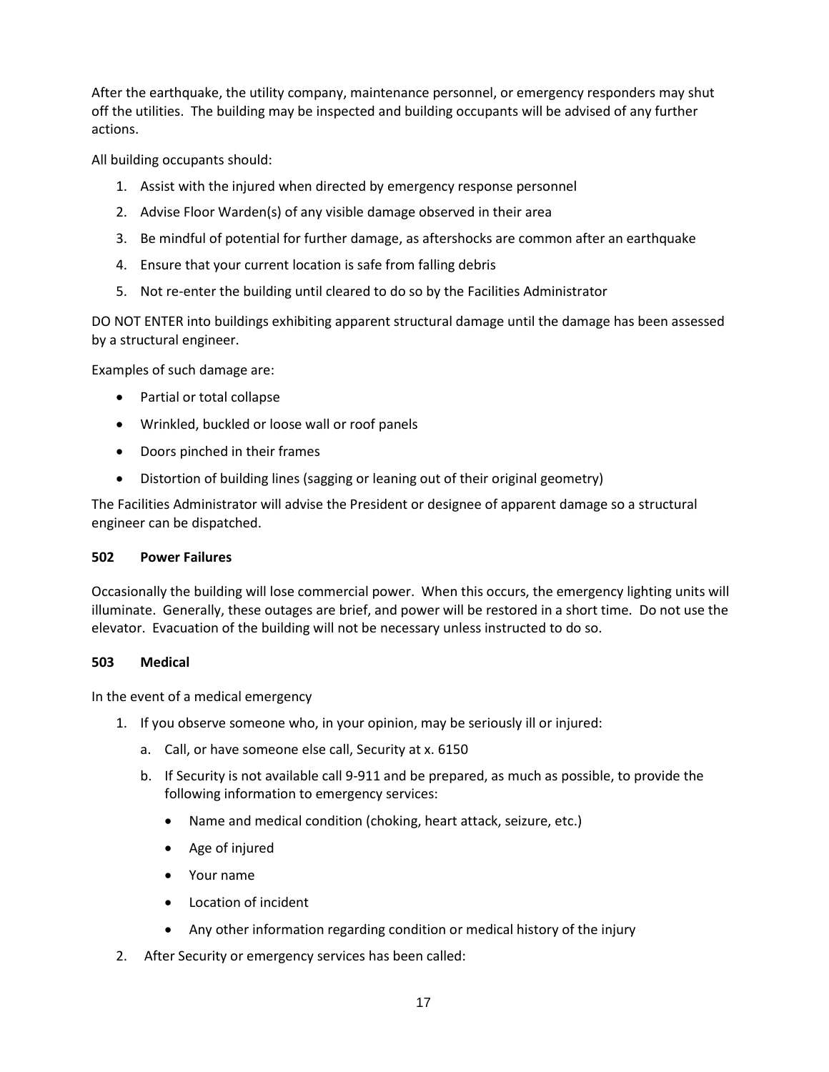After the earthquake, the utility company, maintenance personnel, or emergency responders may shut off the utilities. The building may be inspected and building occupants will be advised of any further actions.

All building occupants should:

1. Assist with the injured when directed by emergency response personnel
2. Advise Floor Warden(s) of any visible damage observed in their area
3. Be mindful of potential for further damage, as aftershocks are common after an earthquake
4. Ensure that your current location is safe from falling debris
5. Not re-enter the building until cleared to do so by the Facilities Administrator

DO NOT ENTER into buildings exhibiting apparent structural damage until the damage has been assessed by a structural engineer.

Examples of such damage are:

- Partial or total collapse
- Wrinkled, buckled or loose wall or roof panels
- Doors pinched in their frames
- Distortion of building lines (sagging or leaning out of their original geometry)

The Facilities Administrator will advise the President or designee of apparent damage so a structural engineer can be dispatched.

### 502 Power Failures

Occasionally the building will lose commercial power. When this occurs, the emergency lighting units will illuminate. Generally, these outages are brief, and power will be restored in a short time. Do not use the elevator. Evacuation of the building will not be necessary unless instructed to do so.

### 503 Medical

In the event of a medical emergency

1. If you observe someone who, in your opinion, may be seriously ill or injured:
   a. Call, or have someone else call, Security at x. 6150
   b. If Security is not available call 9-911 and be prepared, as much as possible, to provide the following information to emergency services:
      - Name and medical condition (choking, heart attack, seizure, etc.)
      - Age of injured
      - Your name
      - Location of incident
      - Any other information regarding condition or medical history of the injury
2. After Security or emergency services has been called: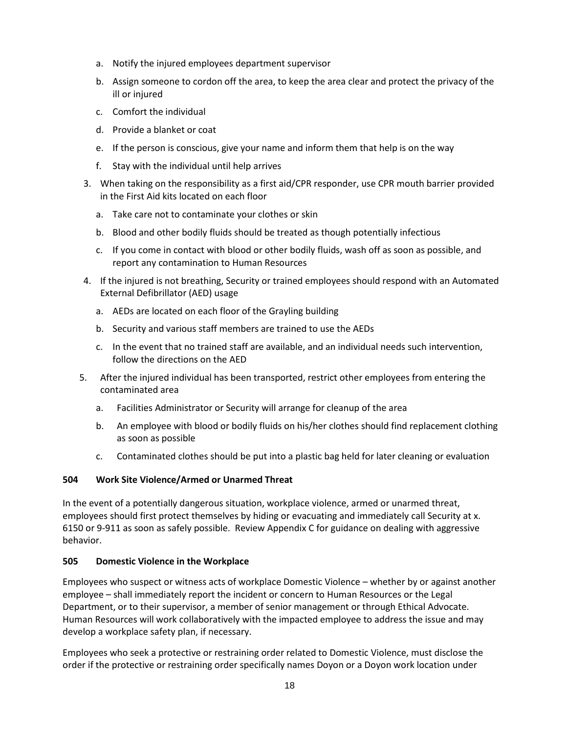a. Notify the injured employees department supervisor
   b. Assign someone to cordon off the area, to keep the area clear and protect the privacy of the ill or injured
   c. Comfort the individual
   d. Provide a blanket or coat
   e. If the person is conscious, give your name and inform them that help is on the way
   f. Stay with the individual until help arrives

3. When taking on the responsibility as a first aid/CPR responder, use CPR mouth barrier provided in the First Aid kits located on each floor
   a. Take care not to contaminate your clothes or skin
   b. Blood and other bodily fluids should be treated as though potentially infectious
   c. If you come in contact with blood or other bodily fluids, wash off as soon as possible, and report any contamination to Human Resources

4. If the injured is not breathing, Security or trained employees should respond with an Automated External Defibrillator (AED) usage
   a. AEDs are located on each floor of the Grayling building
   b. Security and various staff members are trained to use the AEDs
   c. In the event that no trained staff are available, and an individual needs such intervention, follow the directions on the AED

5. After the injured individual has been transported, restrict other employees from entering the contaminated area
   a. Facilities Administrator or Security will arrange for cleanup of the area
   b. An employee with blood or bodily fluids on his/her clothes should find replacement clothing as soon as possible
   c. Contaminated clothes should be put into a plastic bag held for later cleaning or evaluation

**504 Work Site Violence/Armed or Unarmed Threat**

In the event of a potentially dangerous situation, workplace violence, armed or unarmed threat, employees should first protect themselves by hiding or evacuating and immediately call Security at x. 6150 or 9-911 as soon as safely possible. Review Appendix C for guidance on dealing with aggressive behavior.

**505 Domestic Violence in the Workplace**

Employees who suspect or witness acts of workplace Domestic Violence – whether by or against another employee – shall immediately report the incident or concern to Human Resources or the Legal Department, or to their supervisor, a member of senior management or through Ethical Advocate. Human Resources will work collaboratively with the impacted employee to address the issue and may develop a workplace safety plan, if necessary.

Employees who seek a protective or restraining order related to Domestic Violence, must disclose the order if the protective or restraining order specifically names Doyon or a Doyon work location under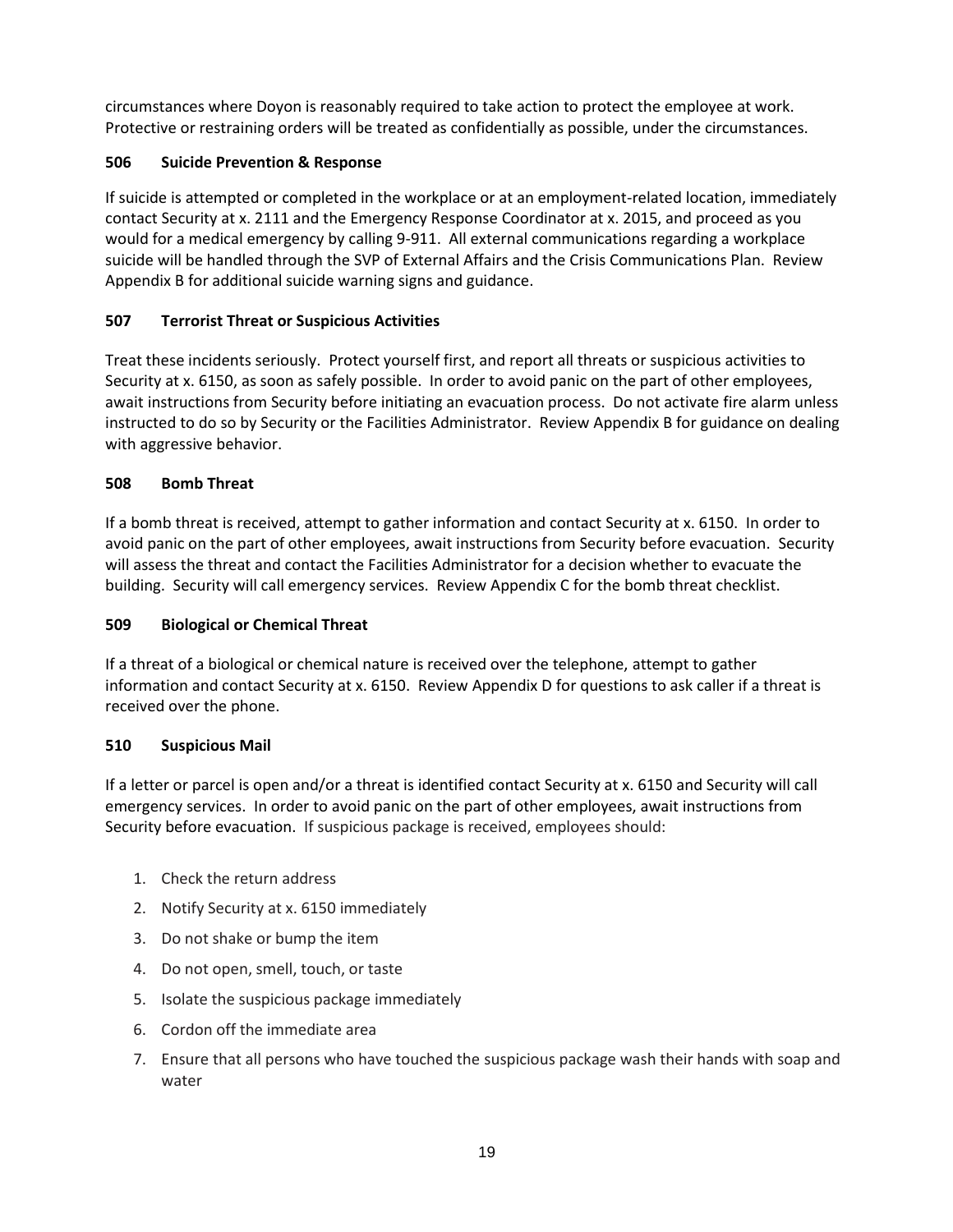circumstances where Doyon is reasonably required to take action to protect the employee at work. Protective or restraining orders will be treated as confidentially as possible, under the circumstances.

### 506 Suicide Prevention & Response

If suicide is attempted or completed in the workplace or at an employment-related location, immediately contact Security at x. 2111 and the Emergency Response Coordinator at x. 2015, and proceed as you would for a medical emergency by calling 9-911. All external communications regarding a workplace suicide will be handled through the SVP of External Affairs and the Crisis Communications Plan. Review Appendix B for additional suicide warning signs and guidance.

### 507 Terrorist Threat or Suspicious Activities

Treat these incidents seriously. Protect yourself first, and report all threats or suspicious activities to Security at x. 6150, as soon as safely possible. In order to avoid panic on the part of other employees, await instructions from Security before initiating an evacuation process. Do not activate fire alarm unless instructed to do so by Security or the Facilities Administrator. Review Appendix B for guidance on dealing with aggressive behavior.

### 508 Bomb Threat

If a bomb threat is received, attempt to gather information and contact Security at x. 6150. In order to avoid panic on the part of other employees, await instructions from Security before evacuation. Security will assess the threat and contact the Facilities Administrator for a decision whether to evacuate the building. Security will call emergency services. Review Appendix C for the bomb threat checklist.

### 509 Biological or Chemical Threat

If a threat of a biological or chemical nature is received over the telephone, attempt to gather information and contact Security at x. 6150. Review Appendix D for questions to ask caller if a threat is received over the phone.

### 510 Suspicious Mail

If a letter or parcel is open and/or a threat is identified contact Security at x. 6150 and Security will call emergency services. In order to avoid panic on the part of other employees, await instructions from Security before evacuation. If suspicious package is received, employees should:

1. Check the return address
2. Notify Security at x. 6150 immediately
3. Do not shake or bump the item
4. Do not open, smell, touch, or taste
5. Isolate the suspicious package immediately
6. Cordon off the immediate area
7. Ensure that all persons who have touched the suspicious package wash their hands with soap and water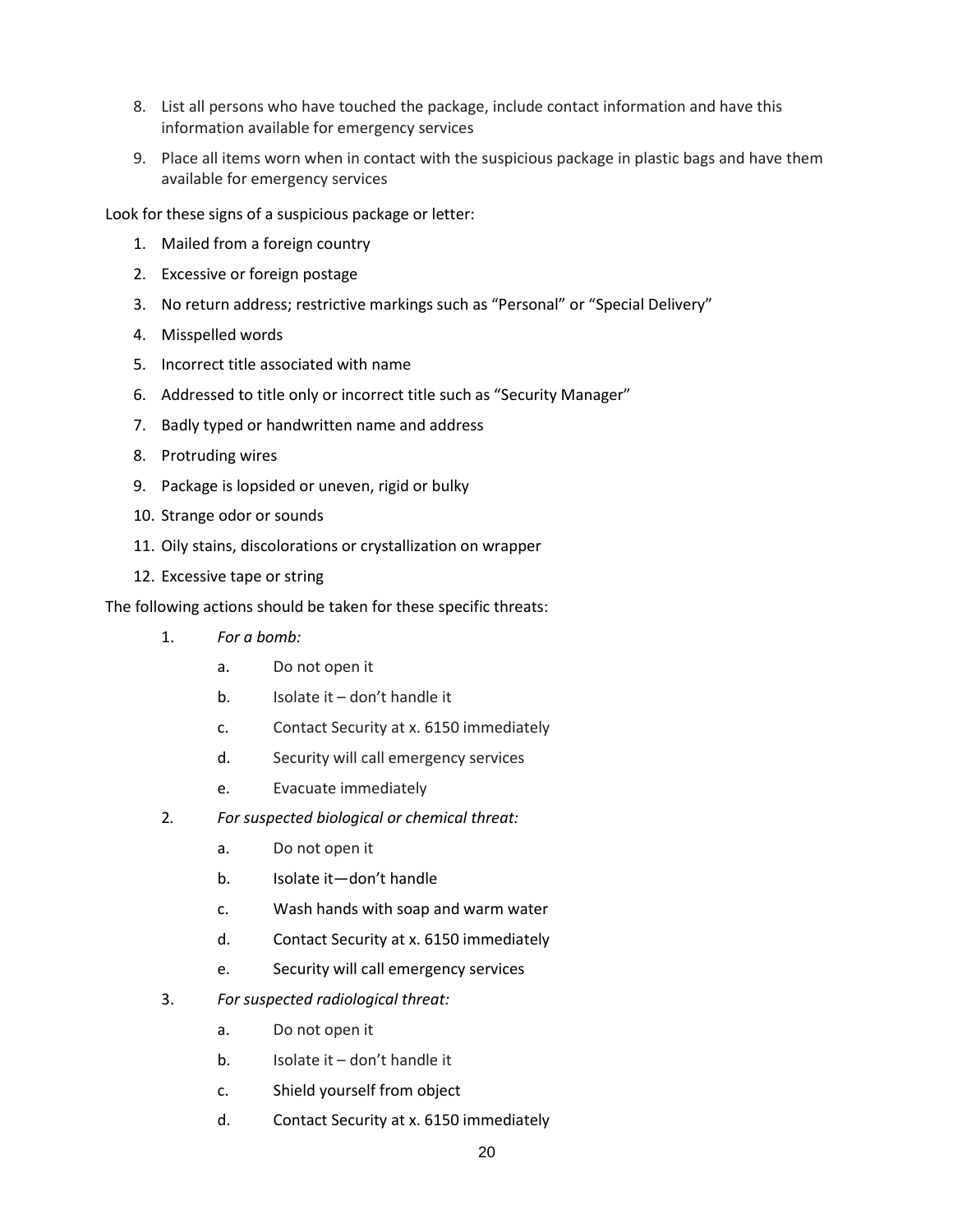8. List all persons who have touched the package, include contact information and have this information available for emergency services
9. Place all items worn when in contact with the suspicious package in plastic bags and have them available for emergency services

Look for these signs of a suspicious package or letter:

1. Mailed from a foreign country
2. Excessive or foreign postage
3. No return address; restrictive markings such as "Personal" or "Special Delivery"
4. Misspelled words
5. Incorrect title associated with name
6. Addressed to title only or incorrect title such as "Security Manager"
7. Badly typed or handwritten name and address
8. Protruding wires
9. Package is lopsided or uneven, rigid or bulky
10. Strange odor or sounds
11. Oily stains, discolorations or crystallization on wrapper
12. Excessive tape or string

The following actions should be taken for these specific threats:

1. *For a bomb:*
   a. Do not open it
   b. Isolate it – don't handle it
   c. Contact Security at x. 6150 immediately
   d. Security will call emergency services
   e. Evacuate immediately
2. *For suspected biological or chemical threat:*
   a. Do not open it
   b. Isolate it—don't handle
   c. Wash hands with soap and warm water
   d. Contact Security at x. 6150 immediately
   e. Security will call emergency services
3. *For suspected radiological threat:*
   a. Do not open it
   b. Isolate it – don't handle it
   c. Shield yourself from object
   d. Contact Security at x. 6150 immediately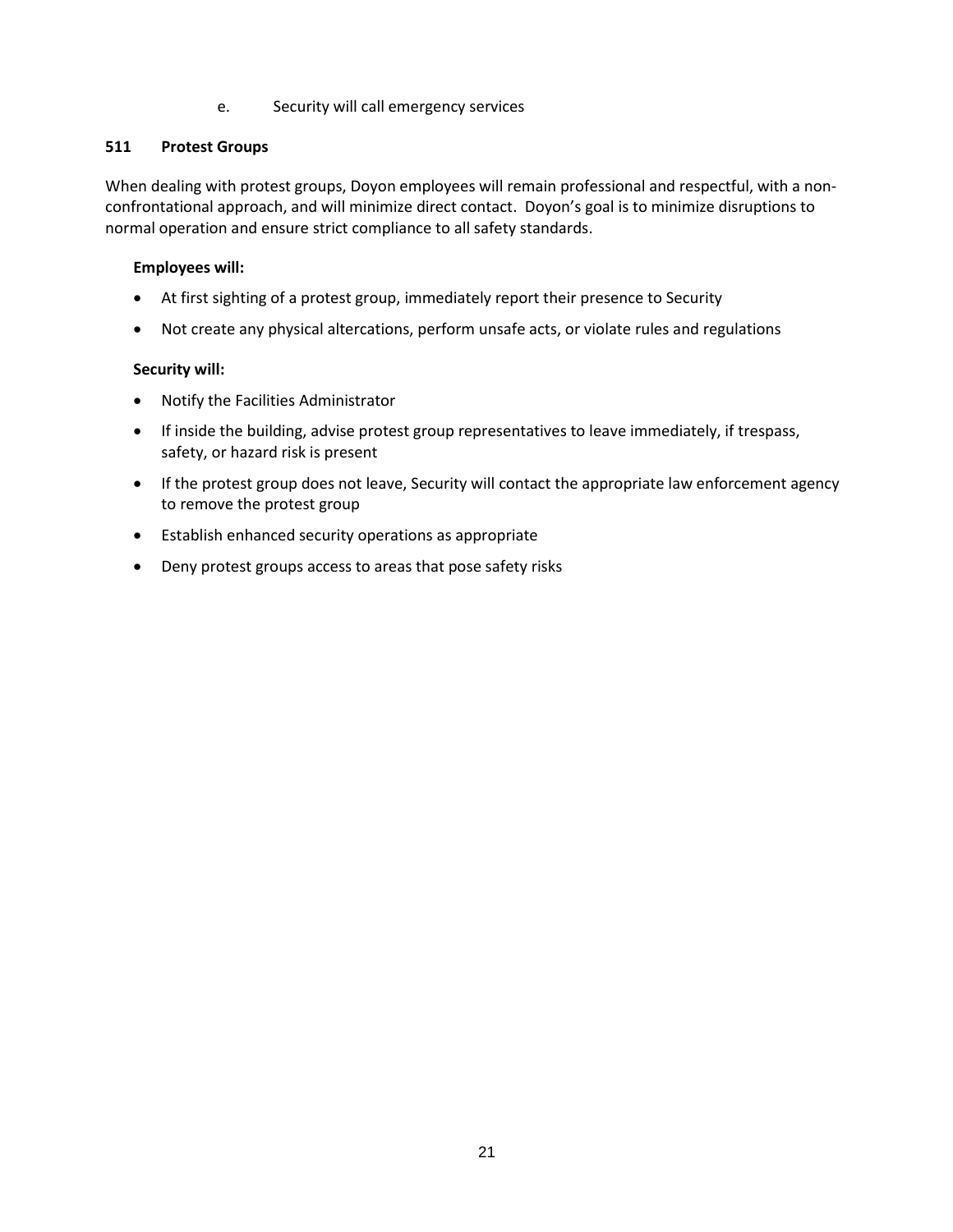e. Security will call emergency services

### 511 Protest Groups

When dealing with protest groups, Doyon employees will remain professional and respectful, with a non-confrontational approach, and will minimize direct contact. Doyon's goal is to minimize disruptions to normal operation and ensure strict compliance to all safety standards.

**Employees will:**

- At first sighting of a protest group, immediately report their presence to Security
- Not create any physical altercations, perform unsafe acts, or violate rules and regulations

**Security will:**

- Notify the Facilities Administrator
- If inside the building, advise protest group representatives to leave immediately, if trespass, safety, or hazard risk is present
- If the protest group does not leave, Security will contact the appropriate law enforcement agency to remove the protest group
- Establish enhanced security operations as appropriate
- Deny protest groups access to areas that pose safety risks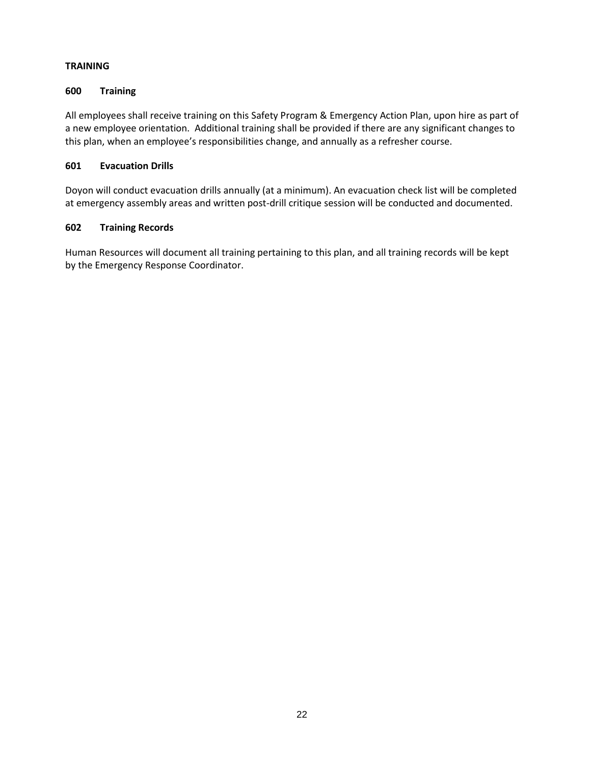## TRAINING

### 600 Training

All employees shall receive training on this Safety Program & Emergency Action Plan, upon hire as part of a new employee orientation. Additional training shall be provided if there are any significant changes to this plan, when an employee's responsibilities change, and annually as a refresher course.

### 601 Evacuation Drills

Doyon will conduct evacuation drills annually (at a minimum). An evacuation check list will be completed at emergency assembly areas and written post-drill critique session will be conducted and documented.

### 602 Training Records

Human Resources will document all training pertaining to this plan, and all training records will be kept by the Emergency Response Coordinator.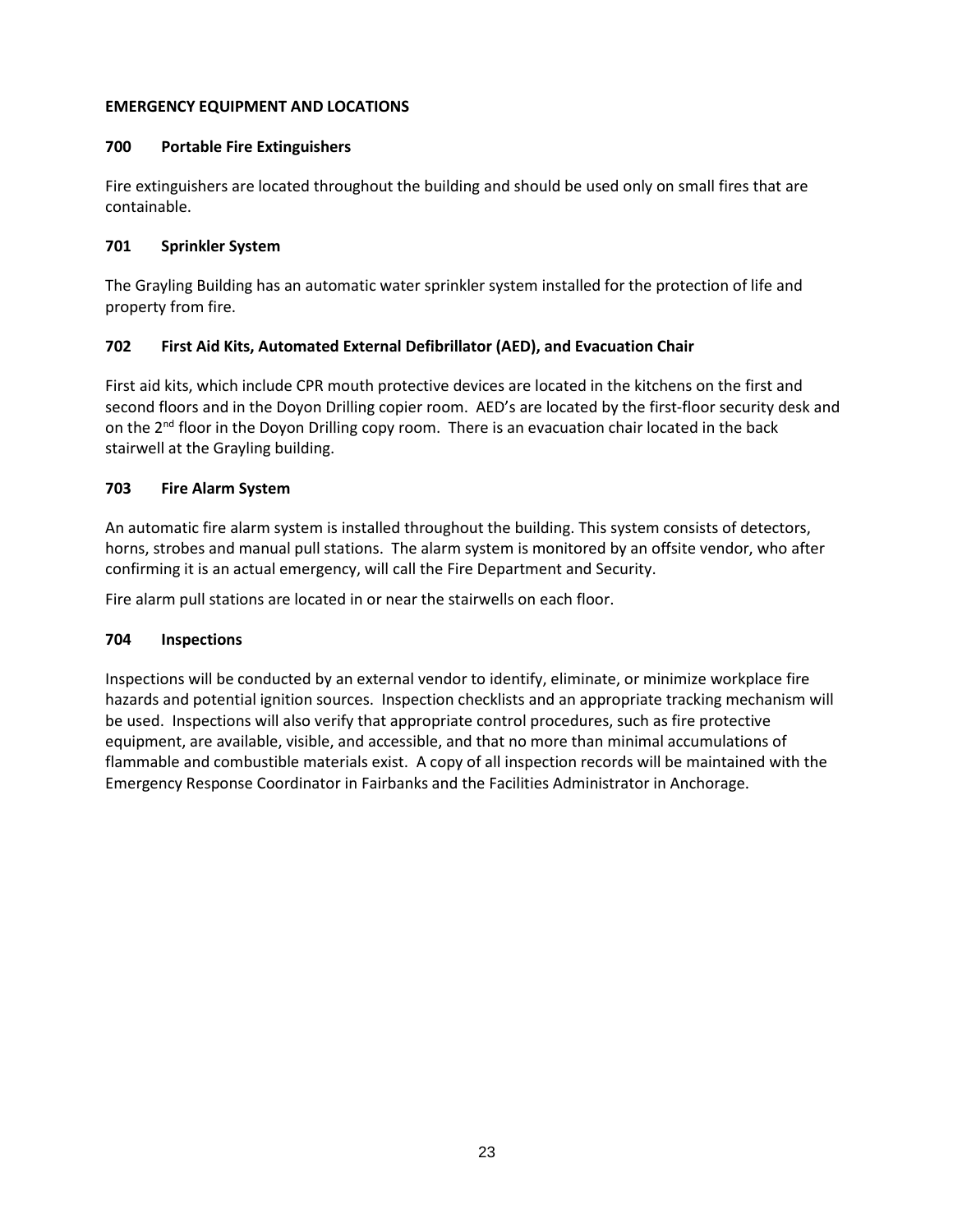**EMERGENCY EQUIPMENT AND LOCATIONS**

**700 Portable Fire Extinguishers**

Fire extinguishers are located throughout the building and should be used only on small fires that are containable.

**701 Sprinkler System**

The Grayling Building has an automatic water sprinkler system installed for the protection of life and property from fire.

**702 First Aid Kits, Automated External Defibrillator (AED), and Evacuation Chair**

First aid kits, which include CPR mouth protective devices are located in the kitchens on the first and second floors and in the Doyon Drilling copier room. AED's are located by the first-floor security desk and on the 2nd floor in the Doyon Drilling copy room. There is an evacuation chair located in the back stairwell at the Grayling building.

**703 Fire Alarm System**

An automatic fire alarm system is installed throughout the building. This system consists of detectors, horns, strobes and manual pull stations. The alarm system is monitored by an offsite vendor, who after confirming it is an actual emergency, will call the Fire Department and Security.

Fire alarm pull stations are located in or near the stairwells on each floor.

**704 Inspections**

Inspections will be conducted by an external vendor to identify, eliminate, or minimize workplace fire hazards and potential ignition sources. Inspection checklists and an appropriate tracking mechanism will be used. Inspections will also verify that appropriate control procedures, such as fire protective equipment, are available, visible, and accessible, and that no more than minimal accumulations of flammable and combustible materials exist. A copy of all inspection records will be maintained with the Emergency Response Coordinator in Fairbanks and the Facilities Administrator in Anchorage.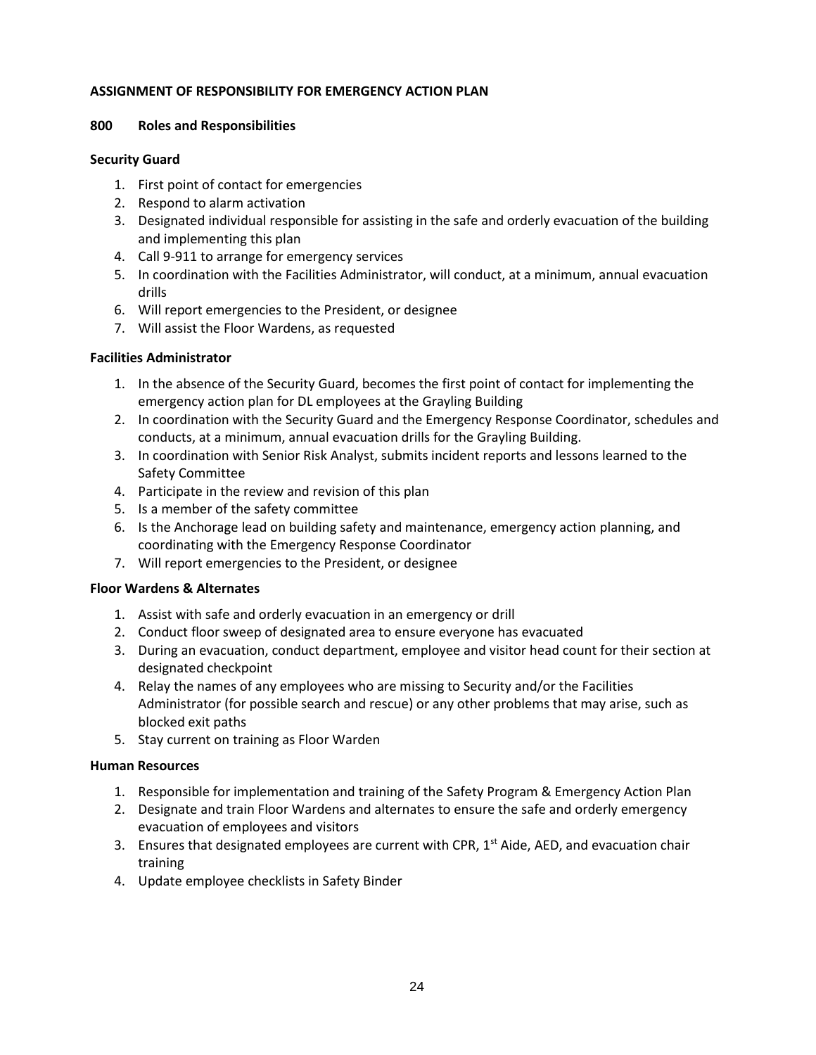**ASSIGNMENT OF RESPONSIBILITY FOR EMERGENCY ACTION PLAN**

**800 Roles and Responsibilities**

**Security Guard**

1. First point of contact for emergencies
2. Respond to alarm activation
3. Designated individual responsible for assisting in the safe and orderly evacuation of the building and implementing this plan
4. Call 9-911 to arrange for emergency services
5. In coordination with the Facilities Administrator, will conduct, at a minimum, annual evacuation drills
6. Will report emergencies to the President, or designee
7. Will assist the Floor Wardens, as requested

**Facilities Administrator**

1. In the absence of the Security Guard, becomes the first point of contact for implementing the emergency action plan for DL employees at the Grayling Building
2. In coordination with the Security Guard and the Emergency Response Coordinator, schedules and conducts, at a minimum, annual evacuation drills for the Grayling Building.
3. In coordination with Senior Risk Analyst, submits incident reports and lessons learned to the Safety Committee
4. Participate in the review and revision of this plan
5. Is a member of the safety committee
6. Is the Anchorage lead on building safety and maintenance, emergency action planning, and coordinating with the Emergency Response Coordinator
7. Will report emergencies to the President, or designee

**Floor Wardens & Alternates**

1. Assist with safe and orderly evacuation in an emergency or drill
2. Conduct floor sweep of designated area to ensure everyone has evacuated
3. During an evacuation, conduct department, employee and visitor head count for their section at designated checkpoint
4. Relay the names of any employees who are missing to Security and/or the Facilities Administrator (for possible search and rescue) or any other problems that may arise, such as blocked exit paths
5. Stay current on training as Floor Warden

**Human Resources**

1. Responsible for implementation and training of the Safety Program & Emergency Action Plan
2. Designate and train Floor Wardens and alternates to ensure the safe and orderly emergency evacuation of employees and visitors
3. Ensures that designated employees are current with CPR, 1st Aide, AED, and evacuation chair training
4. Update employee checklists in Safety Binder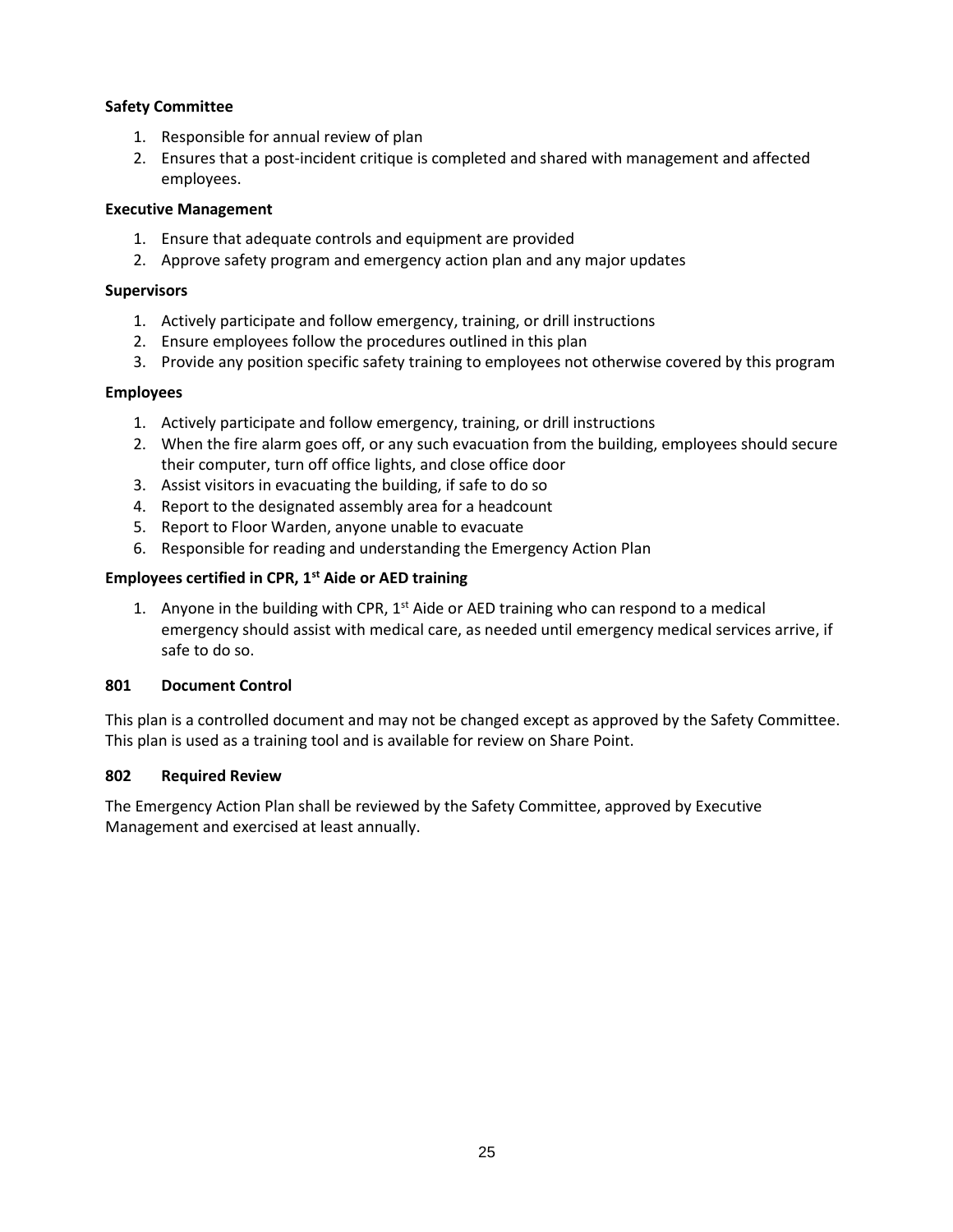**Safety Committee**

1. Responsible for annual review of plan
2. Ensures that a post-incident critique is completed and shared with management and affected employees.

**Executive Management**

1. Ensure that adequate controls and equipment are provided
2. Approve safety program and emergency action plan and any major updates

**Supervisors**

1. Actively participate and follow emergency, training, or drill instructions
2. Ensure employees follow the procedures outlined in this plan
3. Provide any position specific safety training to employees not otherwise covered by this program

**Employees**

1. Actively participate and follow emergency, training, or drill instructions
2. When the fire alarm goes off, or any such evacuation from the building, employees should secure their computer, turn off office lights, and close office door
3. Assist visitors in evacuating the building, if safe to do so
4. Report to the designated assembly area for a headcount
5. Report to Floor Warden, anyone unable to evacuate
6. Responsible for reading and understanding the Emergency Action Plan

**Employees certified in CPR, 1st Aide or AED training**

1. Anyone in the building with CPR, 1st Aide or AED training who can respond to a medical emergency should assist with medical care, as needed until emergency medical services arrive, if safe to do so.

### 801 Document Control

This plan is a controlled document and may not be changed except as approved by the Safety Committee. This plan is used as a training tool and is available for review on Share Point.

### 802 Required Review

The Emergency Action Plan shall be reviewed by the Safety Committee, approved by Executive Management and exercised at least annually.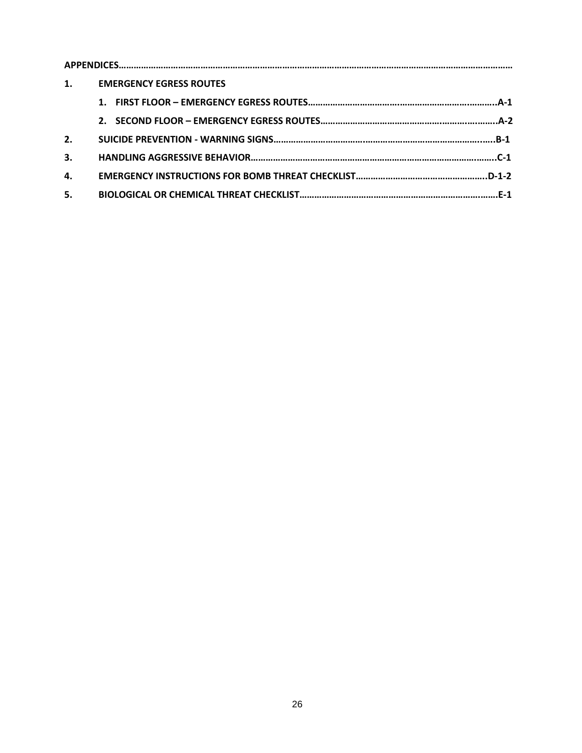**APPENDICES……………………………………………………………………………………………………………………………………………**

1. **EMERGENCY EGRESS ROUTES**
    1. **FIRST FLOOR – EMERGENCY EGRESS ROUTES…………………………………………………………………….A-1**
    2. **SECOND FLOOR – EMERGENCY EGRESS ROUTES……………………………………………………………….A-2**
2. **SUICIDE PREVENTION - WARNING SIGNS……………………………………………………………………………...B-1**
3. **HANDLING AGGRESSIVE BEHAVIOR…………………………………………………………………………………….C-1**
4. **EMERGENCY INSTRUCTIONS FOR BOMB THREAT CHECKLIST……………………………………………..D-1-2**
5. **BIOLOGICAL OR CHEMICAL THREAT CHECKLIST………………………………………………………………….E-1**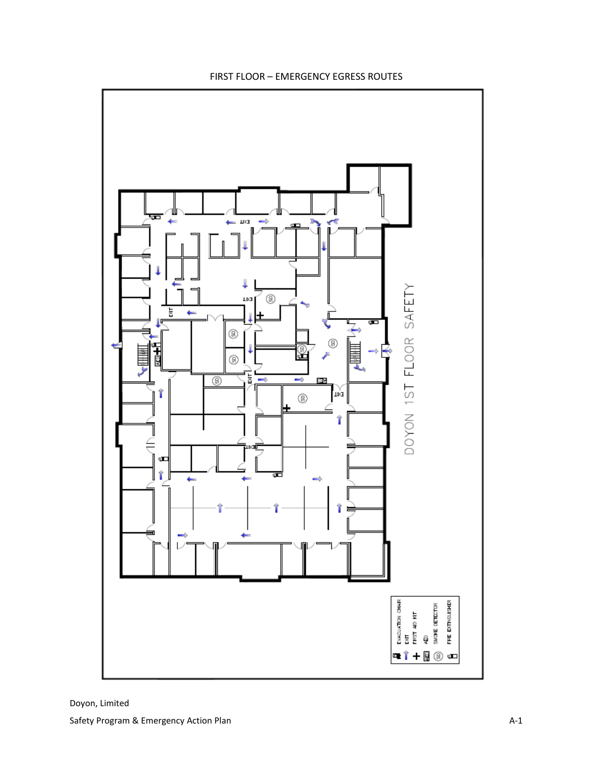FIRST FLOOR – EMERGENCY EGRESS ROUTES

DOYON 1ST FLOOR SAFETY

EVACUATION CHAIR
EXIT
FIRST AID KIT
AED
SMOKE DETECTOR
FIRE EXTINGUISHER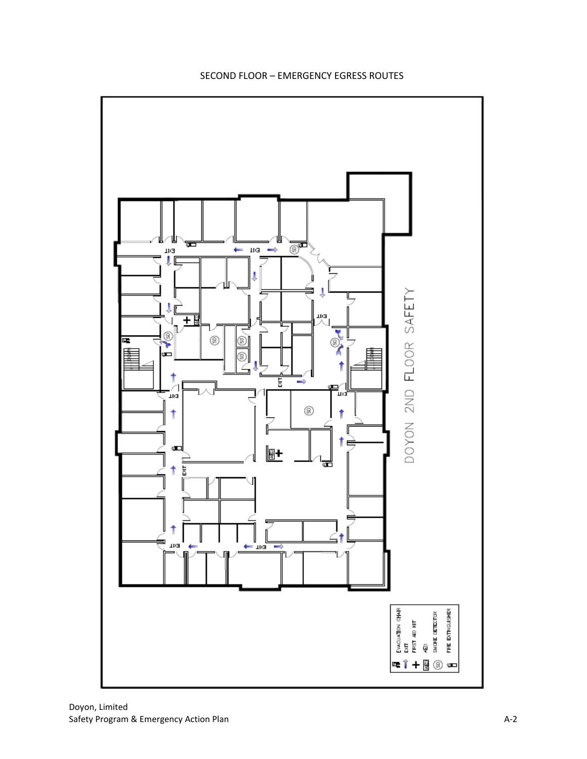SECOND FLOOR – EMERGENCY EGRESS ROUTES

DOYON 2ND FLOOR SAFETY

EVACUATION CHAIR
EXIT
FIRST AID KIT
AED
SMOKE DETECTOR
FIRE EXTINGUISHER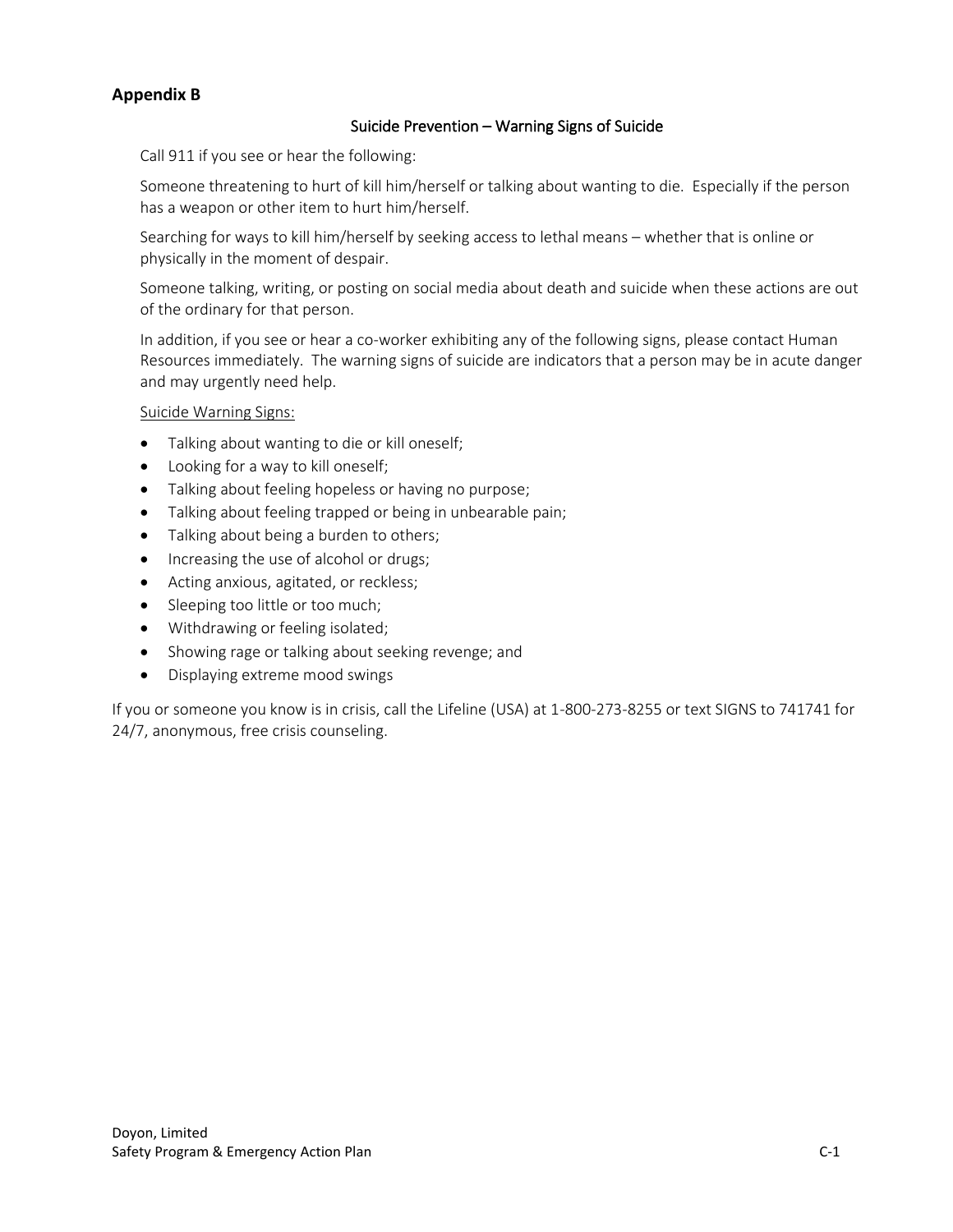## Appendix B

### Suicide Prevention – Warning Signs of Suicide

Call 911 if you see or hear the following:

Someone threatening to hurt of kill him/herself or talking about wanting to die. Especially if the person has a weapon or other item to hurt him/herself.

Searching for ways to kill him/herself by seeking access to lethal means – whether that is online or physically in the moment of despair.

Someone talking, writing, or posting on social media about death and suicide when these actions are out of the ordinary for that person.

In addition, if you see or hear a co-worker exhibiting any of the following signs, please contact Human Resources immediately. The warning signs of suicide are indicators that a person may be in acute danger and may urgently need help.

<u>Suicide Warning Signs:</u>

- Talking about wanting to die or kill oneself;
- Looking for a way to kill oneself;
- Talking about feeling hopeless or having no purpose;
- Talking about feeling trapped or being in unbearable pain;
- Talking about being a burden to others;
- Increasing the use of alcohol or drugs;
- Acting anxious, agitated, or reckless;
- Sleeping too little or too much;
- Withdrawing or feeling isolated;
- Showing rage or talking about seeking revenge; and
- Displaying extreme mood swings

If you or someone you know is in crisis, call the Lifeline (USA) at 1-800-273-8255 or text SIGNS to 741741 for 24/7, anonymous, free crisis counseling.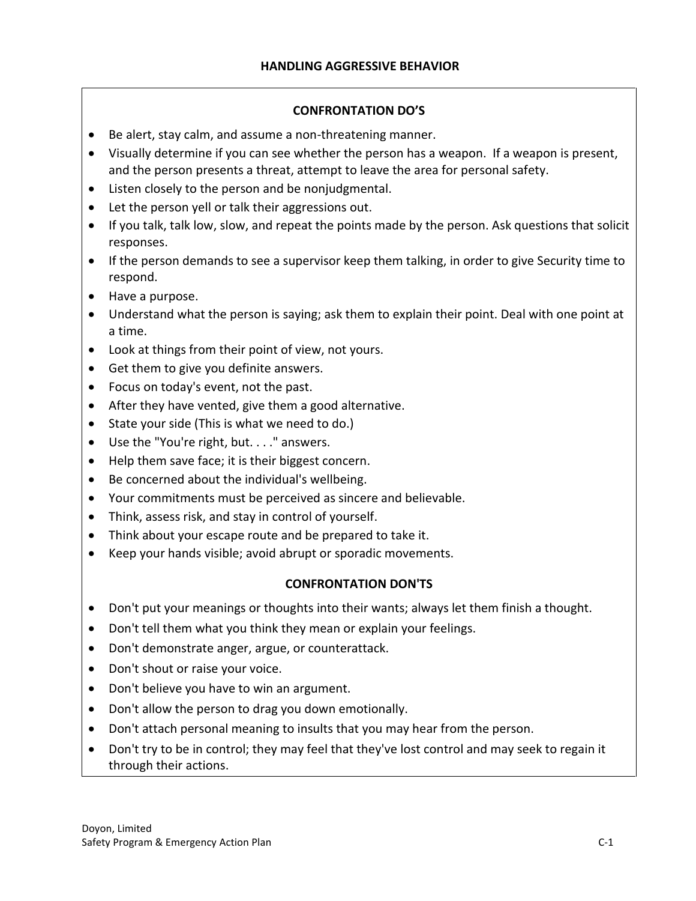# HANDLING AGGRESSIVE BEHAVIOR

## CONFRONTATION DO'S

- Be alert, stay calm, and assume a non-threatening manner.
- Visually determine if you can see whether the person has a weapon. If a weapon is present, and the person presents a threat, attempt to leave the area for personal safety.
- Listen closely to the person and be nonjudgmental.
- Let the person yell or talk their aggressions out.
- If you talk, talk low, slow, and repeat the points made by the person. Ask questions that solicit responses.
- If the person demands to see a supervisor keep them talking, in order to give Security time to respond.
- Have a purpose.
- Understand what the person is saying; ask them to explain their point. Deal with one point at a time.
- Look at things from their point of view, not yours.
- Get them to give you definite answers.
- Focus on today's event, not the past.
- After they have vented, give them a good alternative.
- State your side (This is what we need to do.)
- Use the "You're right, but. . . ." answers.
- Help them save face; it is their biggest concern.
- Be concerned about the individual's wellbeing.
- Your commitments must be perceived as sincere and believable.
- Think, assess risk, and stay in control of yourself.
- Think about your escape route and be prepared to take it.
- Keep your hands visible; avoid abrupt or sporadic movements.

## CONFRONTATION DON'TS

- Don't put your meanings or thoughts into their wants; always let them finish a thought.
- Don't tell them what you think they mean or explain your feelings.
- Don't demonstrate anger, argue, or counterattack.
- Don't shout or raise your voice.
- Don't believe you have to win an argument.
- Don't allow the person to drag you down emotionally.
- Don't attach personal meaning to insults that you may hear from the person.
- Don't try to be in control; they may feel that they've lost control and may seek to regain it through their actions.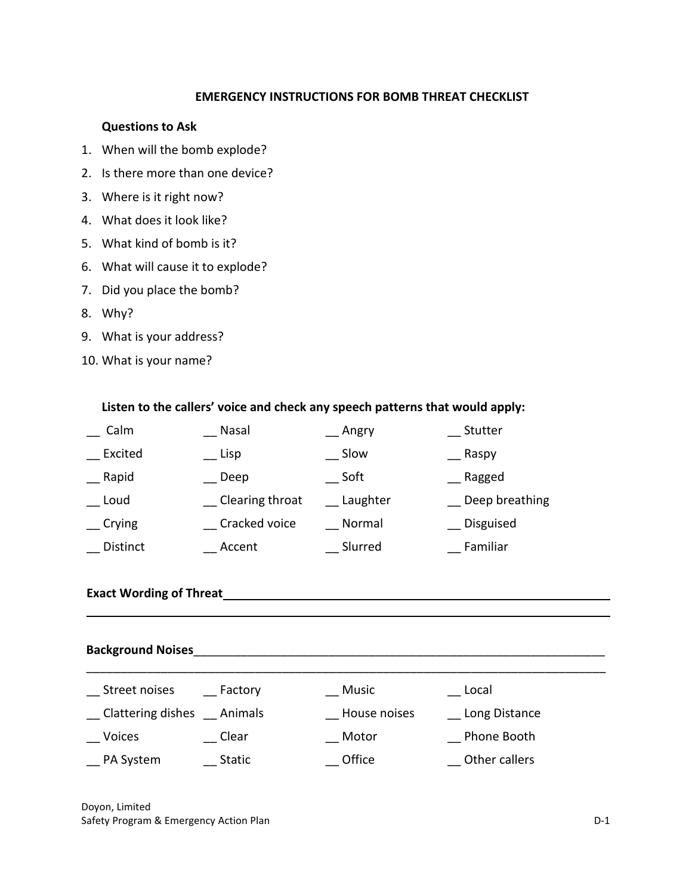## EMERGENCY INSTRUCTIONS FOR BOMB THREAT CHECKLIST

**Questions to Ask**

1. When will the bomb explode?
2. Is there more than one device?
3. Where is it right now?
4. What does it look like?
5. What kind of bomb is it?
6. What will cause it to explode?
7. Did you place the bomb?
8. Why?
9. What is your address?
10. What is your name?

**Listen to the callers' voice and check any speech patterns that would apply:**

| | | | |
|---|---|---|---|
| __ Calm | __ Nasal | __ Angry | __ Stutter |
| __ Excited | __ Lisp | __ Slow | __ Raspy |
| __ Rapid | __ Deep | __ Soft | __ Ragged |
| __ Loud | __ Clearing throat | __ Laughter | __ Deep breathing |
| __ Crying | __ Cracked voice | __ Normal | __ Disguised |
| __ Distinct | __ Accent | __ Slurred | __ Familiar |

**Exact Wording of Threat**______________________________________________________________

__________________________________________________________________________________

**Background Noises**______________________________________________________________

__________________________________________________________________________________

| | | | |
|---|---|---|---|
| __ Street noises | __ Factory | __ Music | __ Local |
| __ Clattering dishes | __ Animals | __ House noises | __ Long Distance |
| __ Voices | __ Clear | __ Motor | __ Phone Booth |
| __ PA System | __ Static | __ Office | __ Other callers |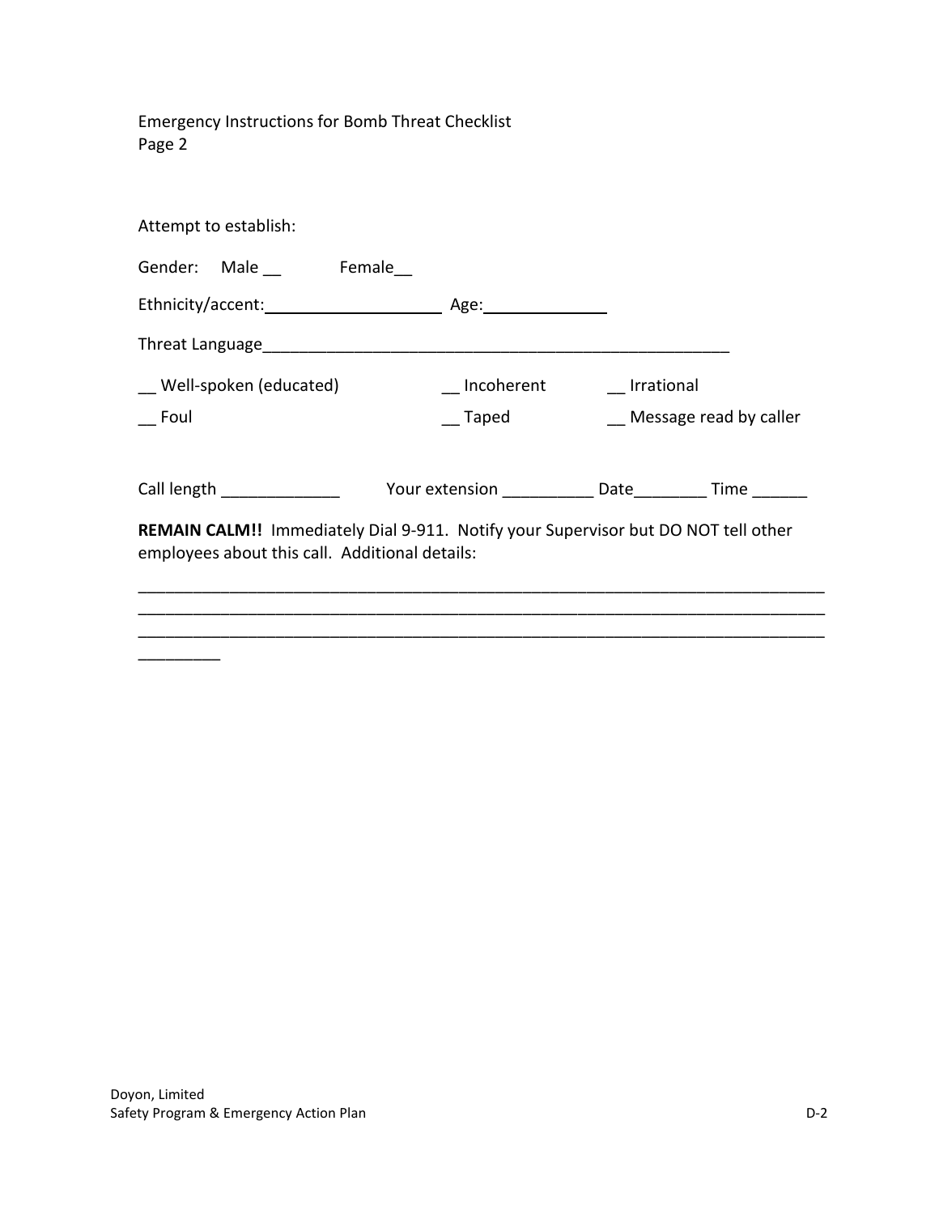Emergency Instructions for Bomb Threat Checklist
Page 2

Attempt to establish:

Gender: Male __ Female__

Ethnicity/accent: ____________________ Age: ______________

Threat Language_____________________________________________________

__ Well-spoken (educated) __ Incoherent __ Irrational

__ Foul __ Taped __ Message read by caller

Call length _____________ Your extension __________ Date________ Time ______

**REMAIN CALM!!** Immediately Dial 9-911. Notify your Supervisor but DO NOT tell other employees about this call. Additional details:

___________________________________________________________________________
___________________________________________________________________________
___________________________________________________________________________
_________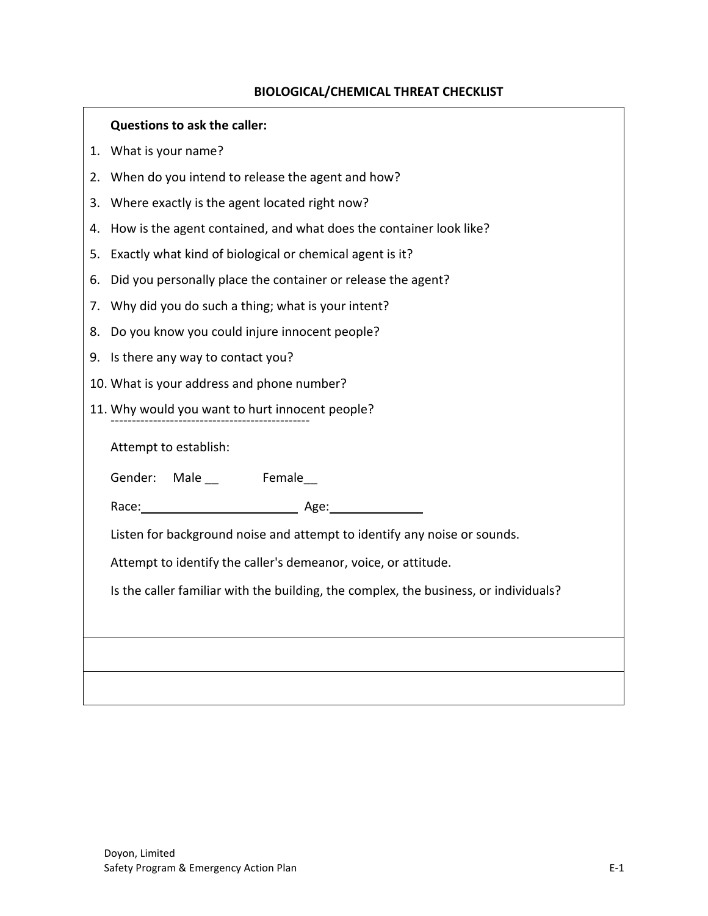# BIOLOGICAL/CHEMICAL THREAT CHECKLIST

**Questions to ask the caller:**

1. What is your name?
2. When do you intend to release the agent and how?
3. Where exactly is the agent located right now?
4. How is the agent contained, and what does the container look like?
5. Exactly what kind of biological or chemical agent is it?
6. Did you personally place the container or release the agent?
7. Why did you do such a thing; what is your intent?
8. Do you know you could injure innocent people?
9. Is there any way to contact you?
10. What is your address and phone number?
11. Why would you want to hurt innocent people?

-----------------------------------------------

Attempt to establish:

Gender: Male __ Female__

Race:______________________ Age:_____________

Listen for background noise and attempt to identify any noise or sounds.

Attempt to identify the caller's demeanor, voice, or attitude.

Is the caller familiar with the building, the complex, the business, or individuals?